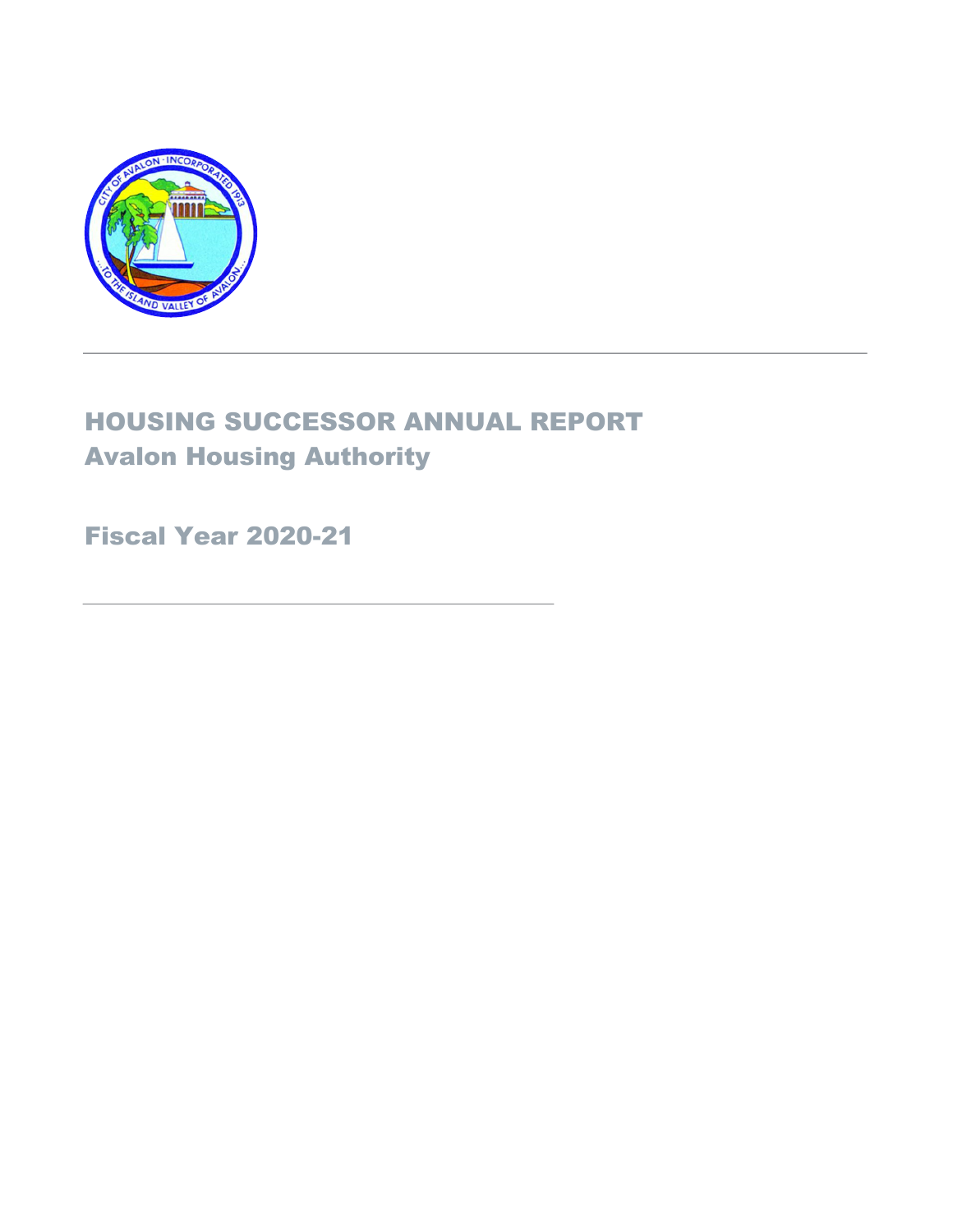# HOUSING SUCCESSOR ANNUAL REPORT

## Avalon Housing Authority

## Fiscal Year 2020-21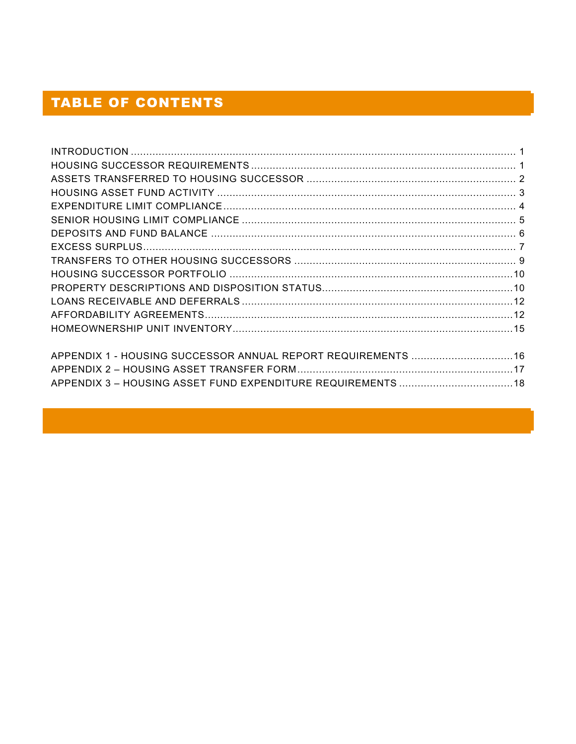# TABLE OF CONTENTS

INTRODUCTION ..................................................... 1
HOUSING SUCCESSOR REQUIREMENTS ..................................................... 1
ASSETS TRANSFERRED TO HOUSING SUCCESSOR ..................................................... 2
HOUSING ASSET FUND ACTIVITY ..................................................... 3
EXPENDITURE LIMIT COMPLIANCE ..................................................... 4
SENIOR HOUSING LIMIT COMPLIANCE ..................................................... 5
DEPOSITS AND FUND BALANCE ..................................................... 6
EXCESS SURPLUS ..................................................... 7
TRANSFERS TO OTHER HOUSING SUCCESSORS ..................................................... 9
HOUSING SUCCESSOR PORTFOLIO ..................................................... 10
PROPERTY DESCRIPTIONS AND DISPOSITION STATUS ..................................................... 10
LOANS RECEIVABLE AND DEFERRALS ..................................................... 12
AFFORDABILITY AGREEMENTS ..................................................... 12
HOMEOWNERSHIP UNIT INVENTORY ..................................................... 15

APPENDIX 1 - HOUSING SUCCESSOR ANNUAL REPORT REQUIREMENTS ..................................................... 16
APPENDIX 2 – HOUSING ASSET TRANSFER FORM ..................................................... 17
APPENDIX 3 – HOUSING ASSET FUND EXPENDITURE REQUIREMENTS ..................................................... 18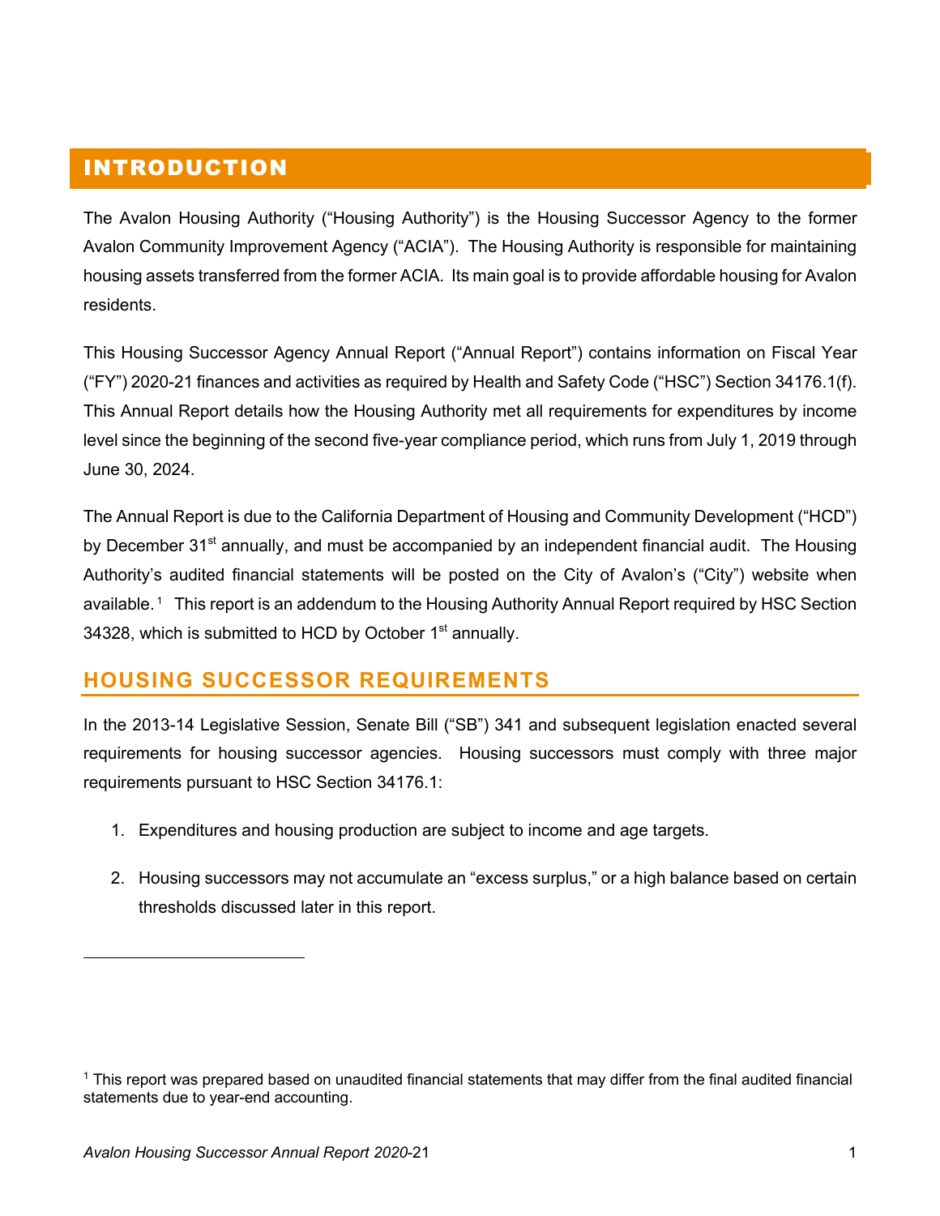# INTRODUCTION

The Avalon Housing Authority ("Housing Authority") is the Housing Successor Agency to the former Avalon Community Improvement Agency ("ACIA"). The Housing Authority is responsible for maintaining housing assets transferred from the former ACIA. Its main goal is to provide affordable housing for Avalon residents.

This Housing Successor Agency Annual Report ("Annual Report") contains information on Fiscal Year ("FY") 2020-21 finances and activities as required by Health and Safety Code ("HSC") Section 34176.1(f). This Annual Report details how the Housing Authority met all requirements for expenditures by income level since the beginning of the second five-year compliance period, which runs from July 1, 2019 through June 30, 2024.

The Annual Report is due to the California Department of Housing and Community Development ("HCD") by December 31st annually, and must be accompanied by an independent financial audit. The Housing Authority's audited financial statements will be posted on the City of Avalon's ("City") website when available.[1] This report is an addendum to the Housing Authority Annual Report required by HSC Section 34328, which is submitted to HCD by October 1st annually.

## HOUSING SUCCESSOR REQUIREMENTS

In the 2013-14 Legislative Session, Senate Bill ("SB") 341 and subsequent legislation enacted several requirements for housing successor agencies. Housing successors must comply with three major requirements pursuant to HSC Section 34176.1:

1. Expenditures and housing production are subject to income and age targets.
2. Housing successors may not accumulate an "excess surplus," or a high balance based on certain thresholds discussed later in this report.

[1] This report was prepared based on unaudited financial statements that may differ from the final audited financial statements due to year-end accounting.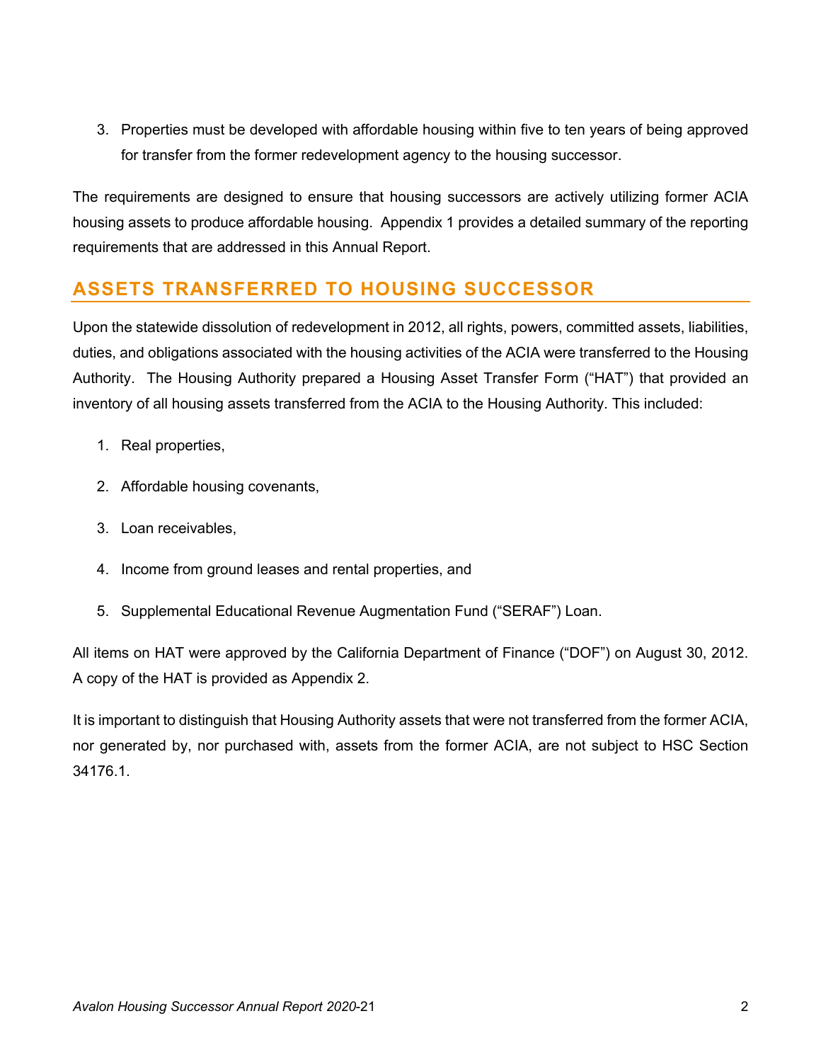3. Properties must be developed with affordable housing within five to ten years of being approved for transfer from the former redevelopment agency to the housing successor.

The requirements are designed to ensure that housing successors are actively utilizing former ACIA housing assets to produce affordable housing. Appendix 1 provides a detailed summary of the reporting requirements that are addressed in this Annual Report.

## ASSETS TRANSFERRED TO HOUSING SUCCESSOR

Upon the statewide dissolution of redevelopment in 2012, all rights, powers, committed assets, liabilities, duties, and obligations associated with the housing activities of the ACIA were transferred to the Housing Authority. The Housing Authority prepared a Housing Asset Transfer Form ("HAT") that provided an inventory of all housing assets transferred from the ACIA to the Housing Authority. This included:

1. Real properties,
2. Affordable housing covenants,
3. Loan receivables,
4. Income from ground leases and rental properties, and
5. Supplemental Educational Revenue Augmentation Fund ("SERAF") Loan.

All items on HAT were approved by the California Department of Finance ("DOF") on August 30, 2012. A copy of the HAT is provided as Appendix 2.

It is important to distinguish that Housing Authority assets that were not transferred from the former ACIA, nor generated by, nor purchased with, assets from the former ACIA, are not subject to HSC Section 34176.1.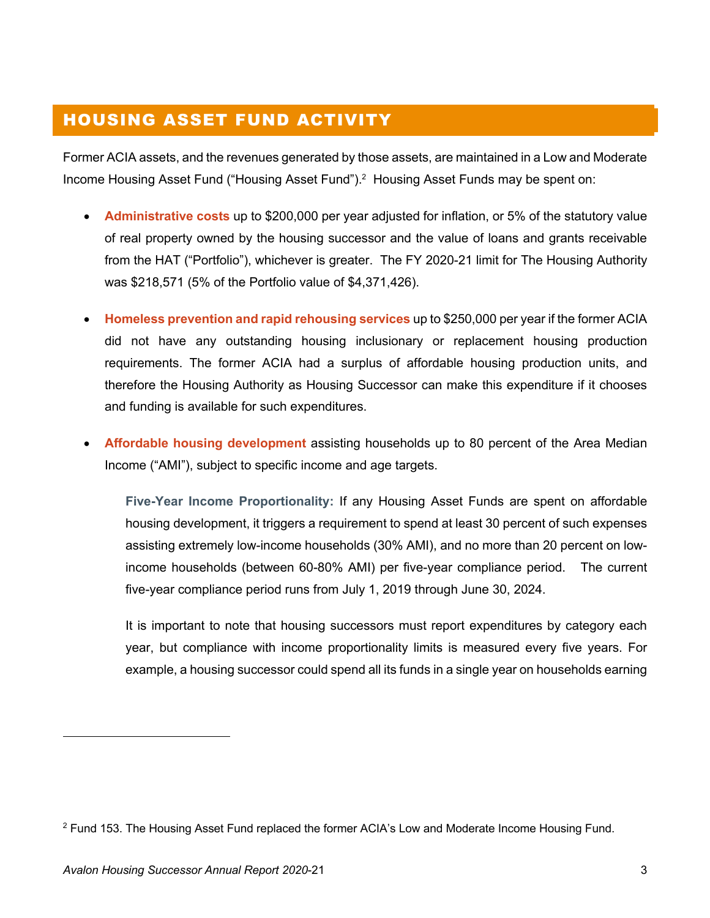## HOUSING ASSET FUND ACTIVITY

Former ACIA assets, and the revenues generated by those assets, are maintained in a Low and Moderate Income Housing Asset Fund ("Housing Asset Fund").[2] Housing Asset Funds may be spent on:

- **Administrative costs** up to $200,000 per year adjusted for inflation, or 5% of the statutory value of real property owned by the housing successor and the value of loans and grants receivable from the HAT ("Portfolio"), whichever is greater. The FY 2020-21 limit for The Housing Authority was $218,571 (5% of the Portfolio value of $4,371,426).

- **Homeless prevention and rapid rehousing services** up to $250,000 per year if the former ACIA did not have any outstanding housing inclusionary or replacement housing production requirements. The former ACIA had a surplus of affordable housing production units, and therefore the Housing Authority as Housing Successor can make this expenditure if it chooses and funding is available for such expenditures.

- **Affordable housing development** assisting households up to 80 percent of the Area Median Income ("AMI"), subject to specific income and age targets.

  **Five-Year Income Proportionality:** If any Housing Asset Funds are spent on affordable housing development, it triggers a requirement to spend at least 30 percent of such expenses assisting extremely low-income households (30% AMI), and no more than 20 percent on low-income households (between 60-80% AMI) per five-year compliance period. The current five-year compliance period runs from July 1, 2019 through June 30, 2024.

  It is important to note that housing successors must report expenditures by category each year, but compliance with income proportionality limits is measured every five years. For example, a housing successor could spend all its funds in a single year on households earning

[2] Fund 153. The Housing Asset Fund replaced the former ACIA's Low and Moderate Income Housing Fund.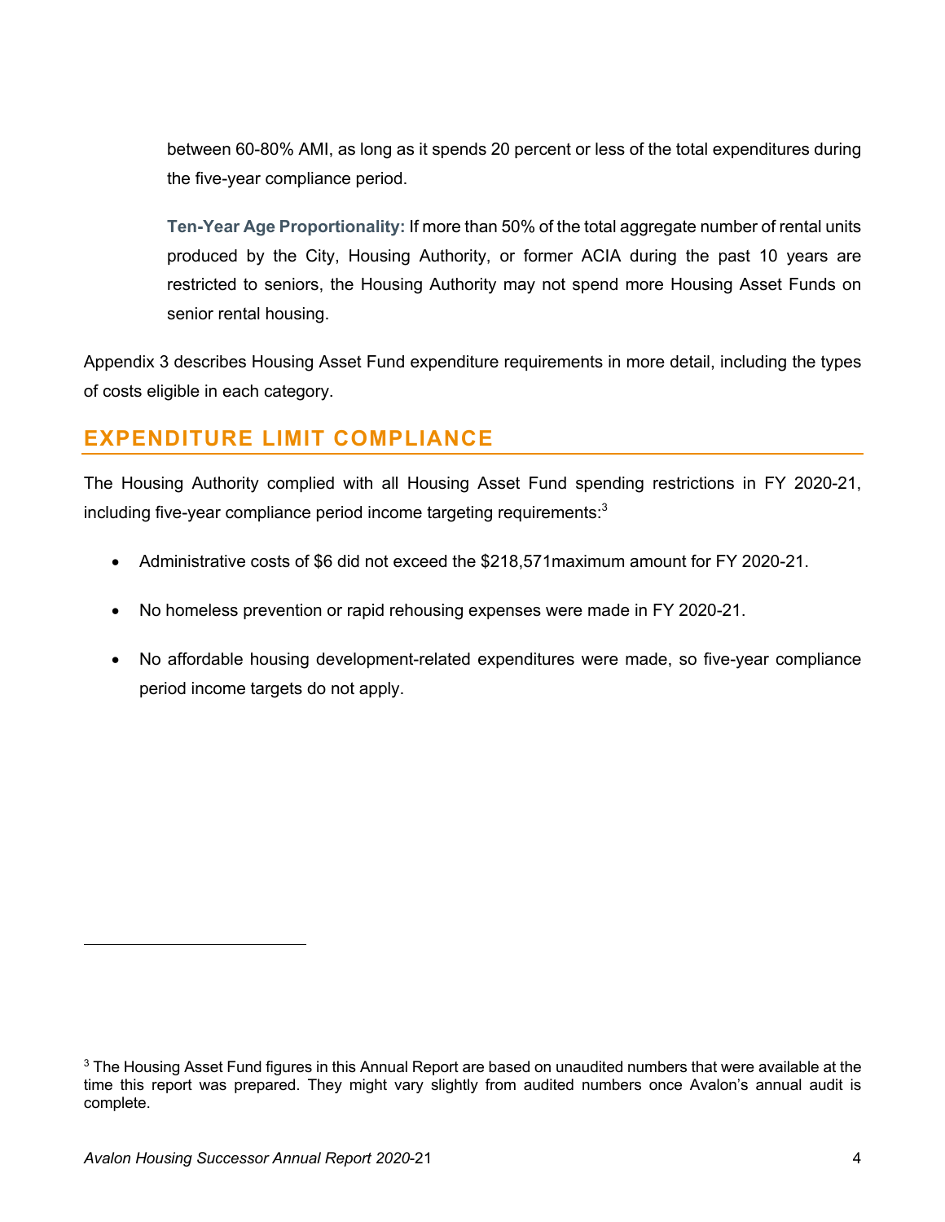between 60-80% AMI, as long as it spends 20 percent or less of the total expenditures during the five-year compliance period.

**Ten-Year Age Proportionality:** If more than 50% of the total aggregate number of rental units produced by the City, Housing Authority, or former ACIA during the past 10 years are restricted to seniors, the Housing Authority may not spend more Housing Asset Funds on senior rental housing.

Appendix 3 describes Housing Asset Fund expenditure requirements in more detail, including the types of costs eligible in each category.

## EXPENDITURE LIMIT COMPLIANCE

The Housing Authority complied with all Housing Asset Fund spending restrictions in FY 2020-21, including five-year compliance period income targeting requirements:[3]

- Administrative costs of $6 did not exceed the $218,571maximum amount for FY 2020-21.
- No homeless prevention or rapid rehousing expenses were made in FY 2020-21.
- No affordable housing development-related expenditures were made, so five-year compliance period income targets do not apply.

---

[3] The Housing Asset Fund figures in this Annual Report are based on unaudited numbers that were available at the time this report was prepared. They might vary slightly from audited numbers once Avalon's annual audit is complete.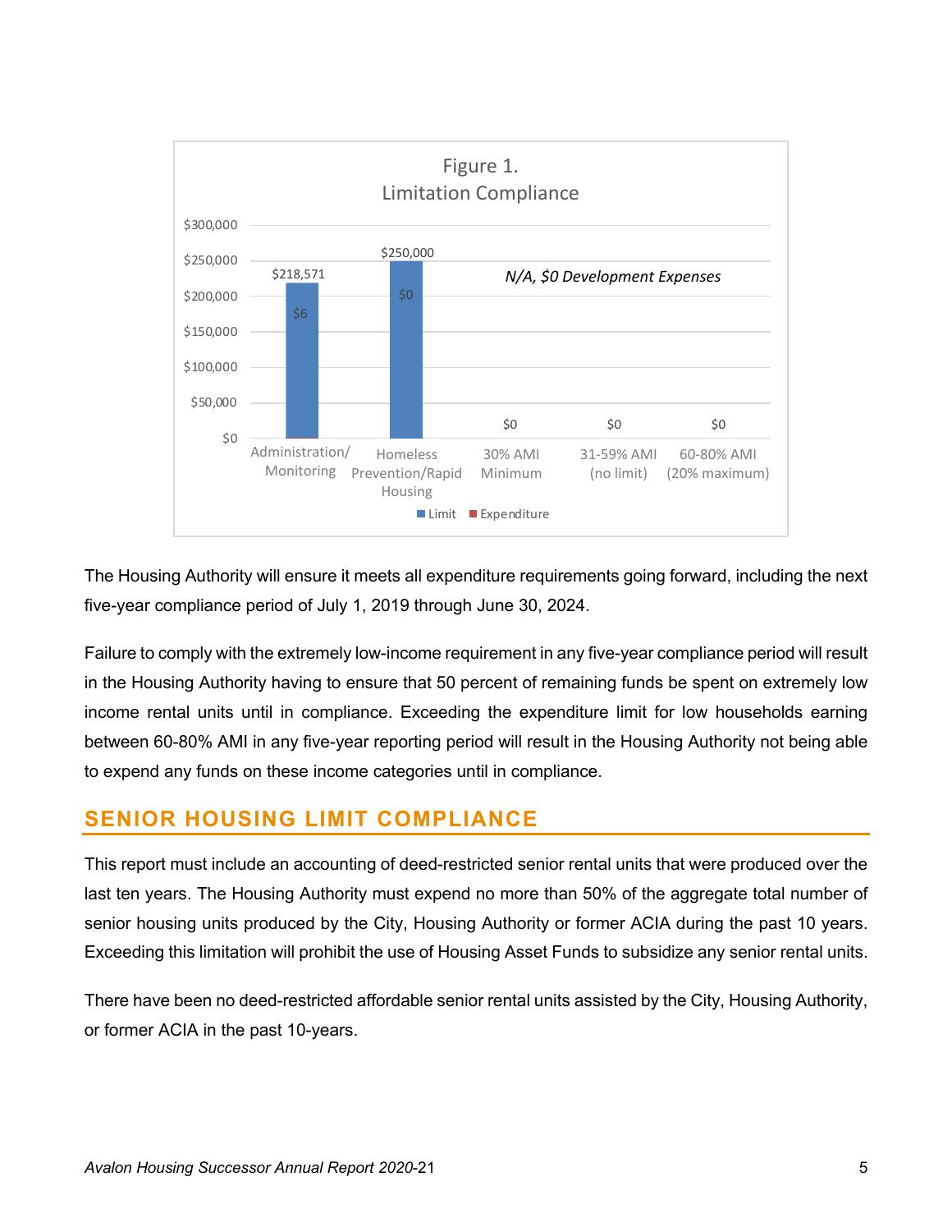Figure 1.
Limitation Compliance

| | Administration/ Monitoring | Homeless Prevention/Rapid Housing | 30% AMI Minimum | 31-59% AMI (no limit) | 60-80% AMI (20% maximum) |
|---|---|---|---|---|---|
| Limit | $218,571 | $250,000 | $0 | $0 | $0 |
| Expenditure | $6 | $0 | | | |

*N/A, $0 Development Expenses*

The Housing Authority will ensure it meets all expenditure requirements going forward, including the next five-year compliance period of July 1, 2019 through June 30, 2024.

Failure to comply with the extremely low-income requirement in any five-year compliance period will result in the Housing Authority having to ensure that 50 percent of remaining funds be spent on extremely low income rental units until in compliance. Exceeding the expenditure limit for low households earning between 60-80% AMI in any five-year reporting period will result in the Housing Authority not being able to expend any funds on these income categories until in compliance.

## SENIOR HOUSING LIMIT COMPLIANCE

This report must include an accounting of deed-restricted senior rental units that were produced over the last ten years. The Housing Authority must expend no more than 50% of the aggregate total number of senior housing units produced by the City, Housing Authority or former ACIA during the past 10 years. Exceeding this limitation will prohibit the use of Housing Asset Funds to subsidize any senior rental units.

There have been no deed-restricted affordable senior rental units assisted by the City, Housing Authority, or former ACIA in the past 10-years.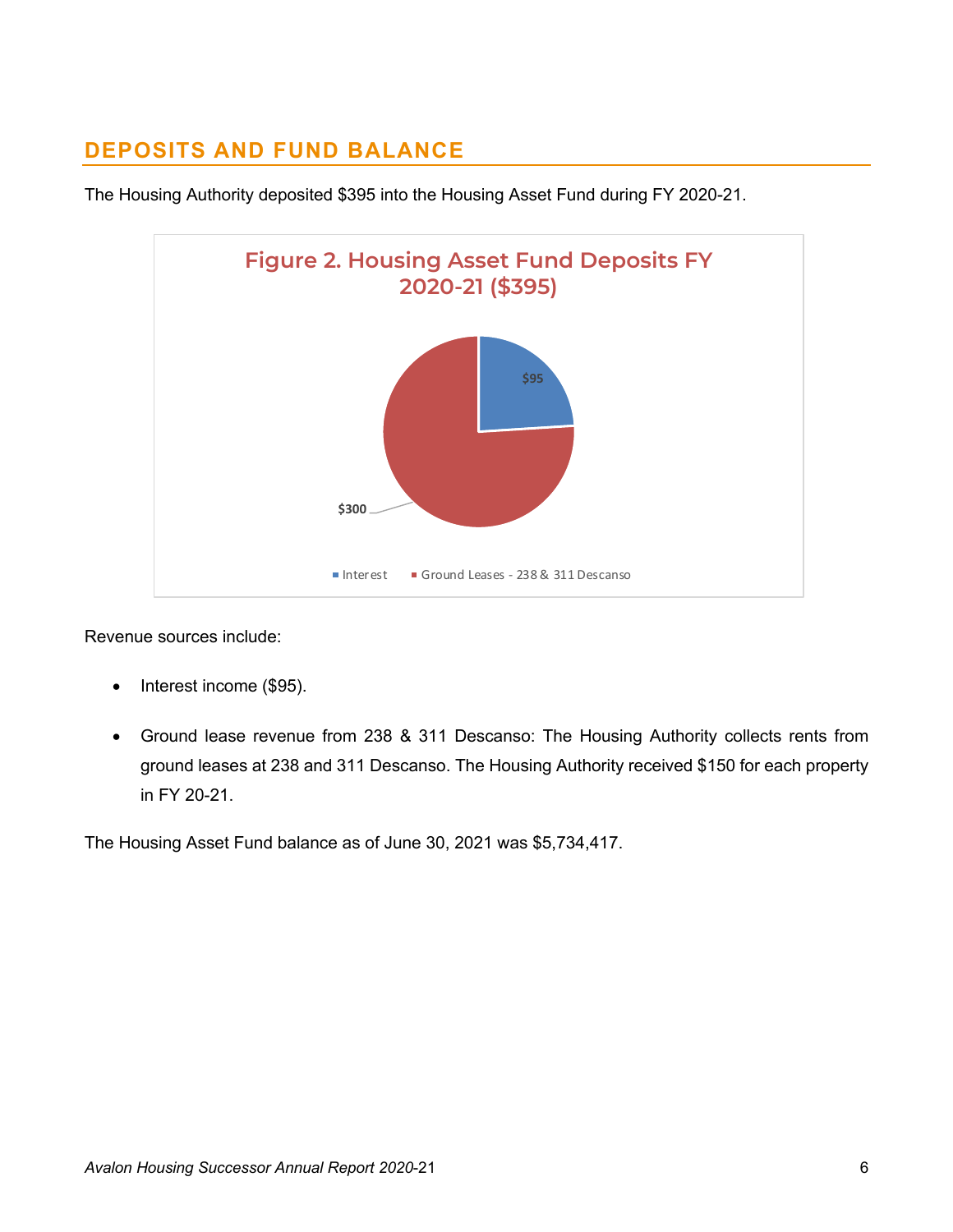## DEPOSITS AND FUND BALANCE

The Housing Authority deposited $395 into the Housing Asset Fund during FY 2020-21.

**Figure 2. Housing Asset Fund Deposits FY 2020-21 ($395)**

| Source | Amount |
|---|---|
| Interest | $95 |
| Ground Leases - 238 & 311 Descanso | $300 |

Revenue sources include:

- Interest income ($95).
- Ground lease revenue from 238 & 311 Descanso: The Housing Authority collects rents from ground leases at 238 and 311 Descanso. The Housing Authority received $150 for each property in FY 20-21.

The Housing Asset Fund balance as of June 30, 2021 was $5,734,417.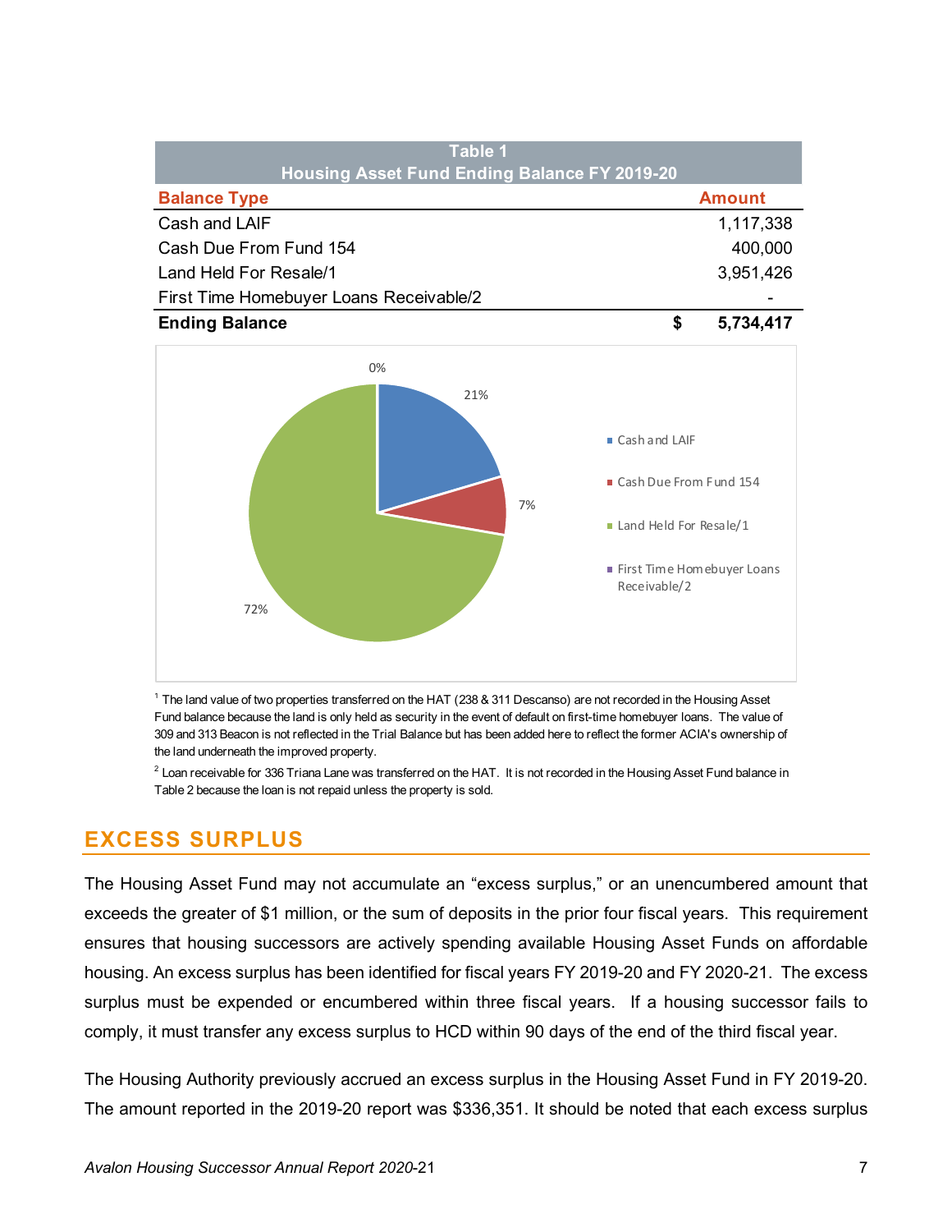**Table 1**
**Housing Asset Fund Ending Balance FY 2019-20**

| Balance Type | | Amount |
|---|---|---|
| Cash and LAIF | | 1,117,338 |
| Cash Due From Fund 154 | | 400,000 |
| Land Held For Resale/1 | | 3,951,426 |
| First Time Homebuyer Loans Receivable/2 | | - |
| **Ending Balance** | **$** | **5,734,417** |

[1] The land value of two properties transferred on the HAT (238 & 311 Descanso) are not recorded in the Housing Asset Fund balance because the land is only held as security in the event of default on first-time homebuyer loans. The value of 309 and 313 Beacon is not reflected in the Trial Balance but has been added here to reflect the former ACIA's ownership of the land underneath the improved property.

[2] Loan receivable for 336 Triana Lane was transferred on the HAT. It is not recorded in the Housing Asset Fund balance in Table 2 because the loan is not repaid unless the property is sold.

## EXCESS SURPLUS

The Housing Asset Fund may not accumulate an "excess surplus," or an unencumbered amount that exceeds the greater of $1 million, or the sum of deposits in the prior four fiscal years. This requirement ensures that housing successors are actively spending available Housing Asset Funds on affordable housing. An excess surplus has been identified for fiscal years FY 2019-20 and FY 2020-21. The excess surplus must be expended or encumbered within three fiscal years. If a housing successor fails to comply, it must transfer any excess surplus to HCD within 90 days of the end of the third fiscal year.

The Housing Authority previously accrued an excess surplus in the Housing Asset Fund in FY 2019-20. The amount reported in the 2019-20 report was $336,351. It should be noted that each excess surplus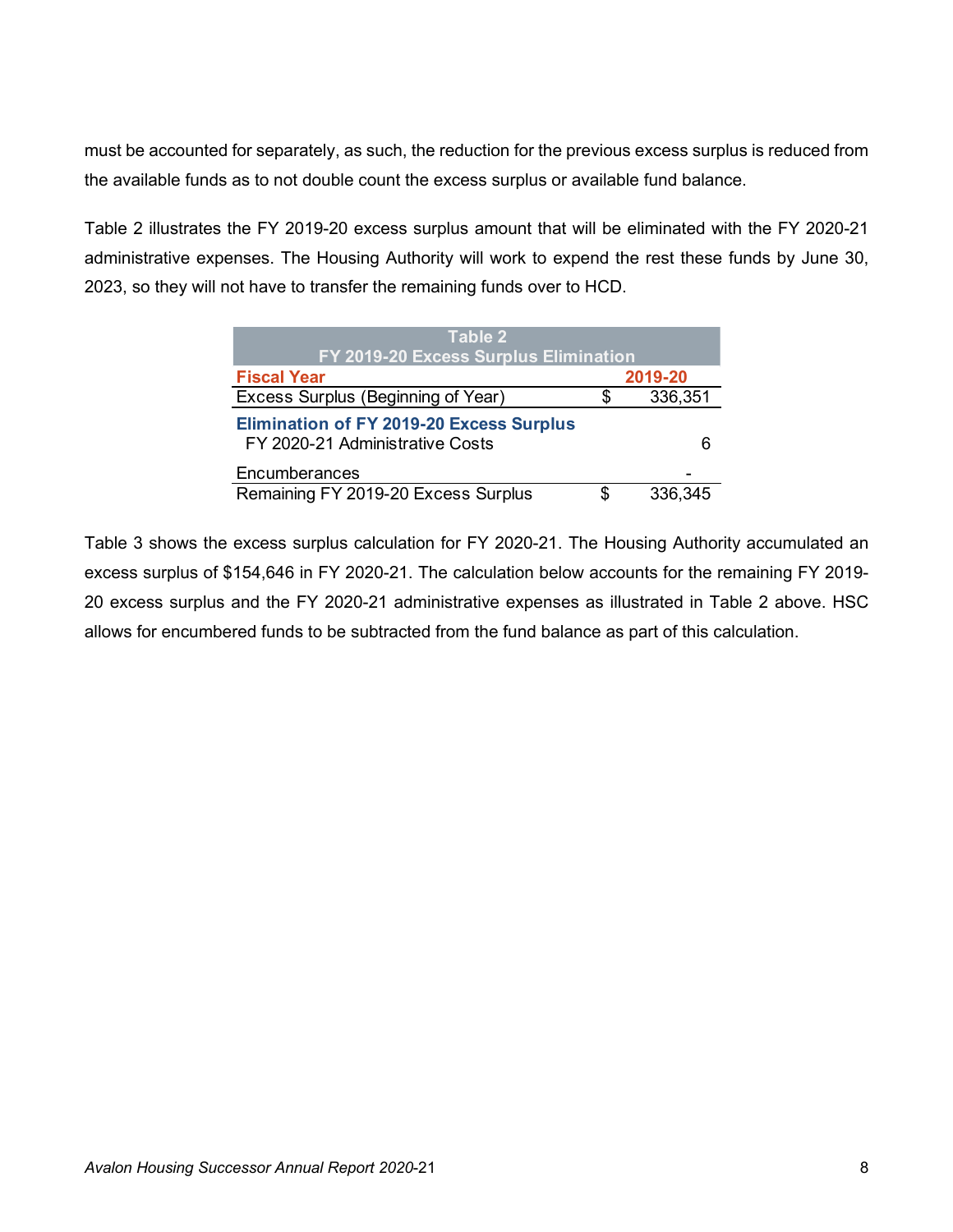must be accounted for separately, as such, the reduction for the previous excess surplus is reduced from the available funds as to not double count the excess surplus or available fund balance.

Table 2 illustrates the FY 2019-20 excess surplus amount that will be eliminated with the FY 2020-21 administrative expenses. The Housing Authority will work to expend the rest these funds by June 30, 2023, so they will not have to transfer the remaining funds over to HCD.

| Table 2<br>FY 2019-20 Excess Surplus Elimination | | |
|---|---|---|
| **Fiscal Year** | | **2019-20** |
| Excess Surplus (Beginning of Year) | $ | 336,351 |
| **Elimination of FY 2019-20 Excess Surplus** | | |
| FY 2020-21 Administrative Costs | | 6 |
| Encumberances | | - |
| Remaining FY 2019-20 Excess Surplus | $ | 336,345 |

Table 3 shows the excess surplus calculation for FY 2020-21. The Housing Authority accumulated an excess surplus of $154,646 in FY 2020-21. The calculation below accounts for the remaining FY 2019-20 excess surplus and the FY 2020-21 administrative expenses as illustrated in Table 2 above. HSC allows for encumbered funds to be subtracted from the fund balance as part of this calculation.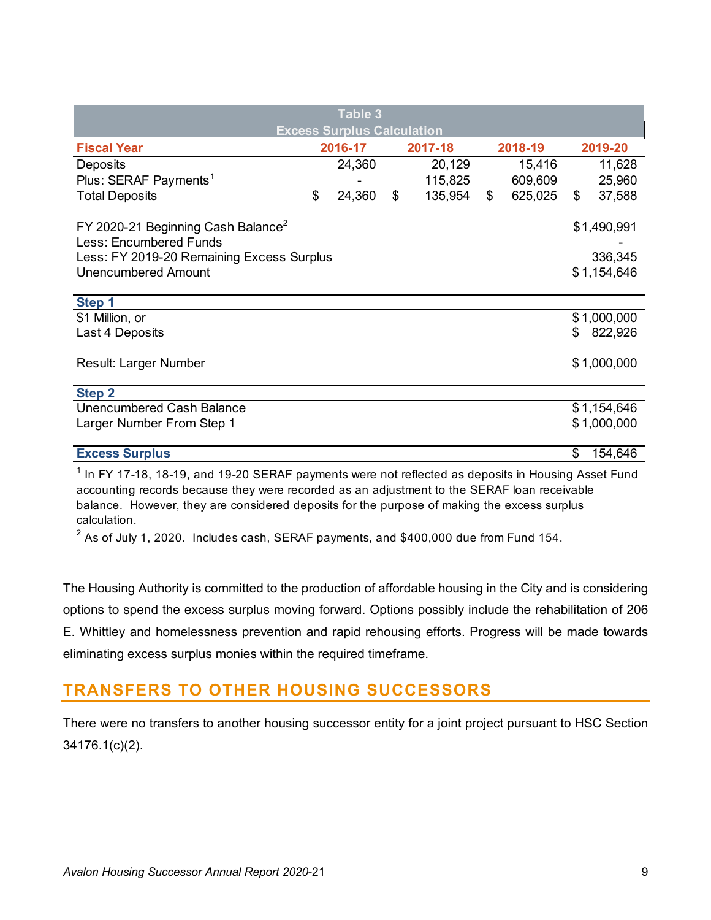**Table 3**
**Excess Surplus Calculation**

| Fiscal Year | 2016-17 | 2017-18 | 2018-19 | 2019-20 |
|---|---|---|---|---|
| Deposits | 24,360 | 20,129 | 15,416 | 11,628 |
| Plus: SERAF Payments[1] | - | 115,825 | 609,609 | 25,960 |
| Total Deposits | $ 24,360 | $ 135,954 | $ 625,025 | $ 37,588 |
| | | | | |
| FY 2020-21 Beginning Cash Balance[2] | | | | $1,490,991 |
| Less: Encumbered Funds | | | | - |
| Less: FY 2019-20 Remaining Excess Surplus | | | | 336,345 |
| Unencumbered Amount | | | | $1,154,646 |
| **Step 1** | | | | |
| $1 Million, or | | | | $1,000,000 |
| Last 4 Deposits | | | | $ 822,926 |
| Result: Larger Number | | | | $1,000,000 |
| **Step 2** | | | | |
| Unencumbered Cash Balance | | | | $1,154,646 |
| Larger Number From Step 1 | | | | $1,000,000 |
| **Excess Surplus** | | | | $ 154,646 |

[1] In FY 17-18, 18-19, and 19-20 SERAF payments were not reflected as deposits in Housing Asset Fund accounting records because they were recorded as an adjustment to the SERAF loan receivable balance. However, they are considered deposits for the purpose of making the excess surplus calculation.

[2] As of July 1, 2020. Includes cash, SERAF payments, and $400,000 due from Fund 154.

The Housing Authority is committed to the production of affordable housing in the City and is considering options to spend the excess surplus moving forward. Options possibly include the rehabilitation of 206 E. Whittley and homelessness prevention and rapid rehousing efforts. Progress will be made towards eliminating excess surplus monies within the required timeframe.

## TRANSFERS TO OTHER HOUSING SUCCESSORS

There were no transfers to another housing successor entity for a joint project pursuant to HSC Section 34176.1(c)(2).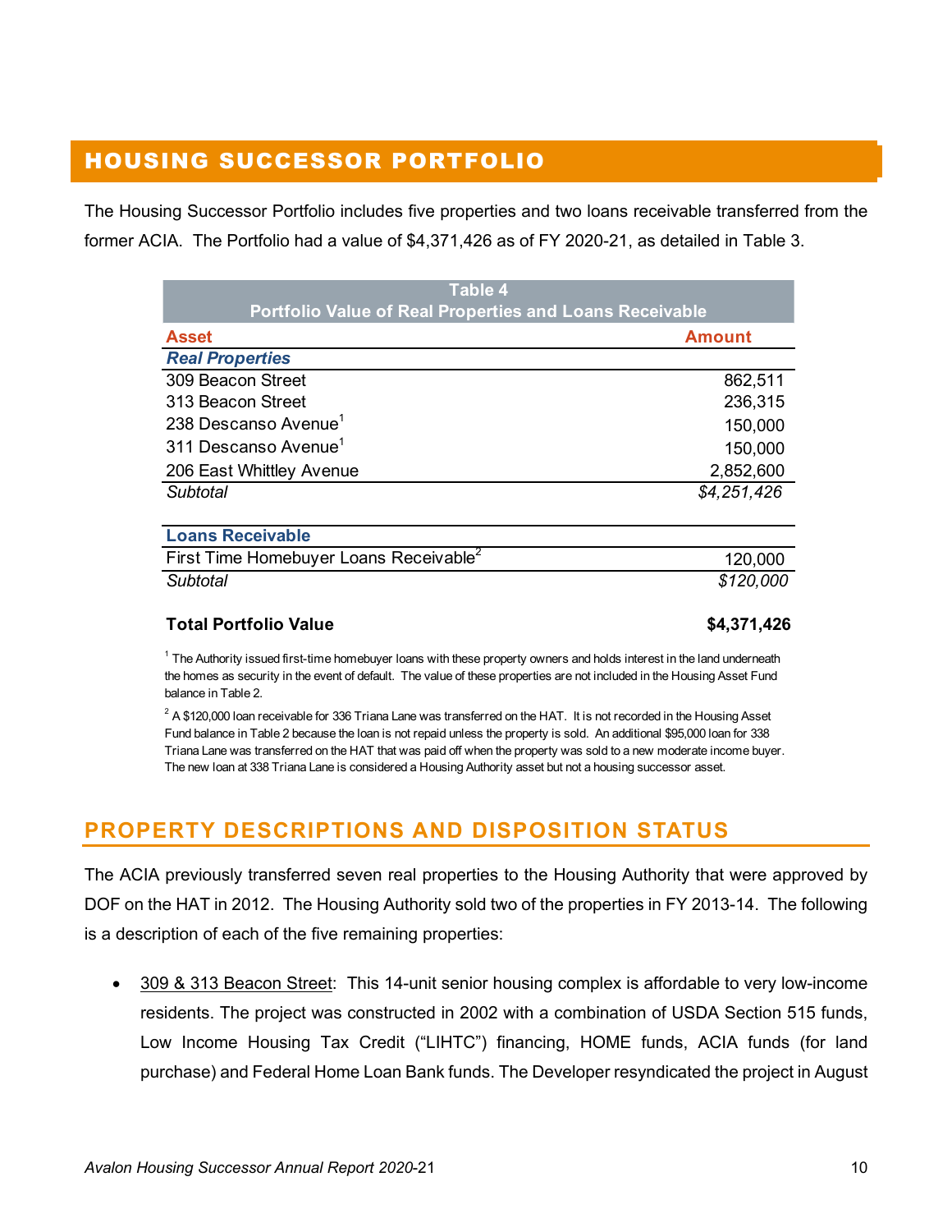## HOUSING SUCCESSOR PORTFOLIO

The Housing Successor Portfolio includes five properties and two loans receivable transferred from the former ACIA. The Portfolio had a value of $4,371,426 as of FY 2020-21, as detailed in Table 3.

**Table 4**
**Portfolio Value of Real Properties and Loans Receivable**

| Asset | Amount |
|---|---|
| ***Real Properties*** | |
| 309 Beacon Street | 862,511 |
| 313 Beacon Street | 236,315 |
| 238 Descanso Avenue[1] | 150,000 |
| 311 Descanso Avenue[1] | 150,000 |
| 206 East Whittley Avenue | 2,852,600 |
| *Subtotal* | *$4,251,426* |
| **Loans Receivable** | |
| First Time Homebuyer Loans Receivable[2] | 120,000 |
| *Subtotal* | *$120,000* |
| **Total Portfolio Value** | **$4,371,426** |

[1] The Authority issued first-time homebuyer loans with these property owners and holds interest in the land underneath the homes as security in the event of default. The value of these properties are not included in the Housing Asset Fund balance in Table 2.

[2] A $120,000 loan receivable for 336 Triana Lane was transferred on the HAT. It is not recorded in the Housing Asset Fund balance in Table 2 because the loan is not repaid unless the property is sold. An additional $95,000 loan for 338 Triana Lane was transferred on the HAT that was paid off when the property was sold to a new moderate income buyer. The new loan at 338 Triana Lane is considered a Housing Authority asset but not a housing successor asset.

## PROPERTY DESCRIPTIONS AND DISPOSITION STATUS

The ACIA previously transferred seven real properties to the Housing Authority that were approved by DOF on the HAT in 2012. The Housing Authority sold two of the properties in FY 2013-14. The following is a description of each of the five remaining properties:

- 309 & 313 Beacon Street: This 14-unit senior housing complex is affordable to very low-income residents. The project was constructed in 2002 with a combination of USDA Section 515 funds, Low Income Housing Tax Credit ("LIHTC") financing, HOME funds, ACIA funds (for land purchase) and Federal Home Loan Bank funds. The Developer resyndicated the project in August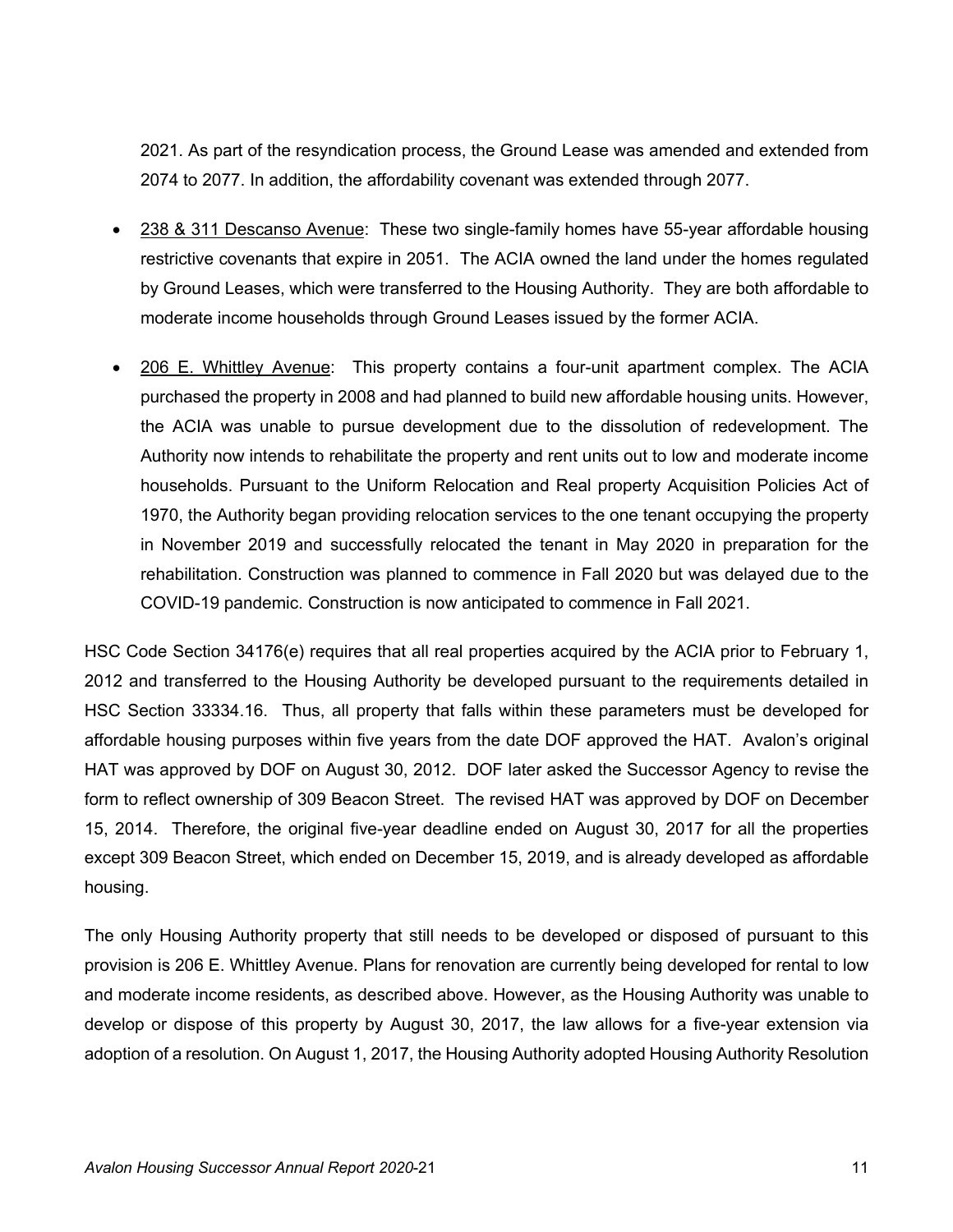2021. As part of the resyndication process, the Ground Lease was amended and extended from 2074 to 2077. In addition, the affordability covenant was extended through 2077.

- 238 & 311 Descanso Avenue: These two single-family homes have 55-year affordable housing restrictive covenants that expire in 2051. The ACIA owned the land under the homes regulated by Ground Leases, which were transferred to the Housing Authority. They are both affordable to moderate income households through Ground Leases issued by the former ACIA.

- 206 E. Whittley Avenue: This property contains a four-unit apartment complex. The ACIA purchased the property in 2008 and had planned to build new affordable housing units. However, the ACIA was unable to pursue development due to the dissolution of redevelopment. The Authority now intends to rehabilitate the property and rent units out to low and moderate income households. Pursuant to the Uniform Relocation and Real property Acquisition Policies Act of 1970, the Authority began providing relocation services to the one tenant occupying the property in November 2019 and successfully relocated the tenant in May 2020 in preparation for the rehabilitation. Construction was planned to commence in Fall 2020 but was delayed due to the COVID-19 pandemic. Construction is now anticipated to commence in Fall 2021.

HSC Code Section 34176(e) requires that all real properties acquired by the ACIA prior to February 1, 2012 and transferred to the Housing Authority be developed pursuant to the requirements detailed in HSC Section 33334.16. Thus, all property that falls within these parameters must be developed for affordable housing purposes within five years from the date DOF approved the HAT. Avalon's original HAT was approved by DOF on August 30, 2012. DOF later asked the Successor Agency to revise the form to reflect ownership of 309 Beacon Street. The revised HAT was approved by DOF on December 15, 2014. Therefore, the original five-year deadline ended on August 30, 2017 for all the properties except 309 Beacon Street, which ended on December 15, 2019, and is already developed as affordable housing.

The only Housing Authority property that still needs to be developed or disposed of pursuant to this provision is 206 E. Whittley Avenue. Plans for renovation are currently being developed for rental to low and moderate income residents, as described above. However, as the Housing Authority was unable to develop or dispose of this property by August 30, 2017, the law allows for a five-year extension via adoption of a resolution. On August 1, 2017, the Housing Authority adopted Housing Authority Resolution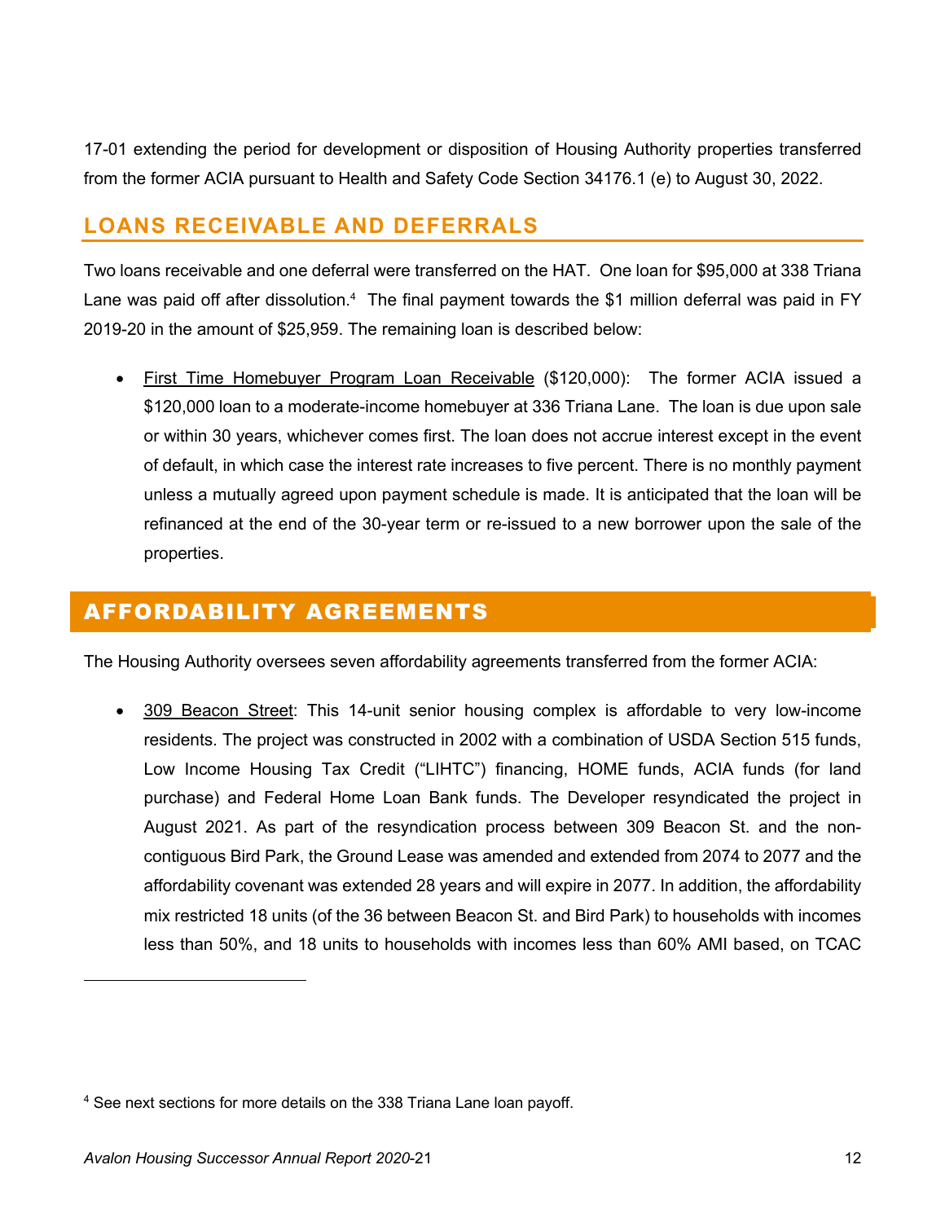17-01 extending the period for development or disposition of Housing Authority properties transferred from the former ACIA pursuant to Health and Safety Code Section 34176.1 (e) to August 30, 2022.

## LOANS RECEIVABLE AND DEFERRALS

Two loans receivable and one deferral were transferred on the HAT. One loan for $95,000 at 338 Triana Lane was paid off after dissolution.[4] The final payment towards the $1 million deferral was paid in FY 2019-20 in the amount of $25,959. The remaining loan is described below:

- First Time Homebuyer Program Loan Receivable ($120,000): The former ACIA issued a $120,000 loan to a moderate-income homebuyer at 336 Triana Lane. The loan is due upon sale or within 30 years, whichever comes first. The loan does not accrue interest except in the event of default, in which case the interest rate increases to five percent. There is no monthly payment unless a mutually agreed upon payment schedule is made. It is anticipated that the loan will be refinanced at the end of the 30-year term or re-issued to a new borrower upon the sale of the properties.

# AFFORDABILITY AGREEMENTS

The Housing Authority oversees seven affordability agreements transferred from the former ACIA:

- 309 Beacon Street: This 14-unit senior housing complex is affordable to very low-income residents. The project was constructed in 2002 with a combination of USDA Section 515 funds, Low Income Housing Tax Credit ("LIHTC") financing, HOME funds, ACIA funds (for land purchase) and Federal Home Loan Bank funds. The Developer resyndicated the project in August 2021. As part of the resyndication process between 309 Beacon St. and the non-contiguous Bird Park, the Ground Lease was amended and extended from 2074 to 2077 and the affordability covenant was extended 28 years and will expire in 2077. In addition, the affordability mix restricted 18 units (of the 36 between Beacon St. and Bird Park) to households with incomes less than 50%, and 18 units to households with incomes less than 60% AMI based, on TCAC

[4] See next sections for more details on the 338 Triana Lane loan payoff.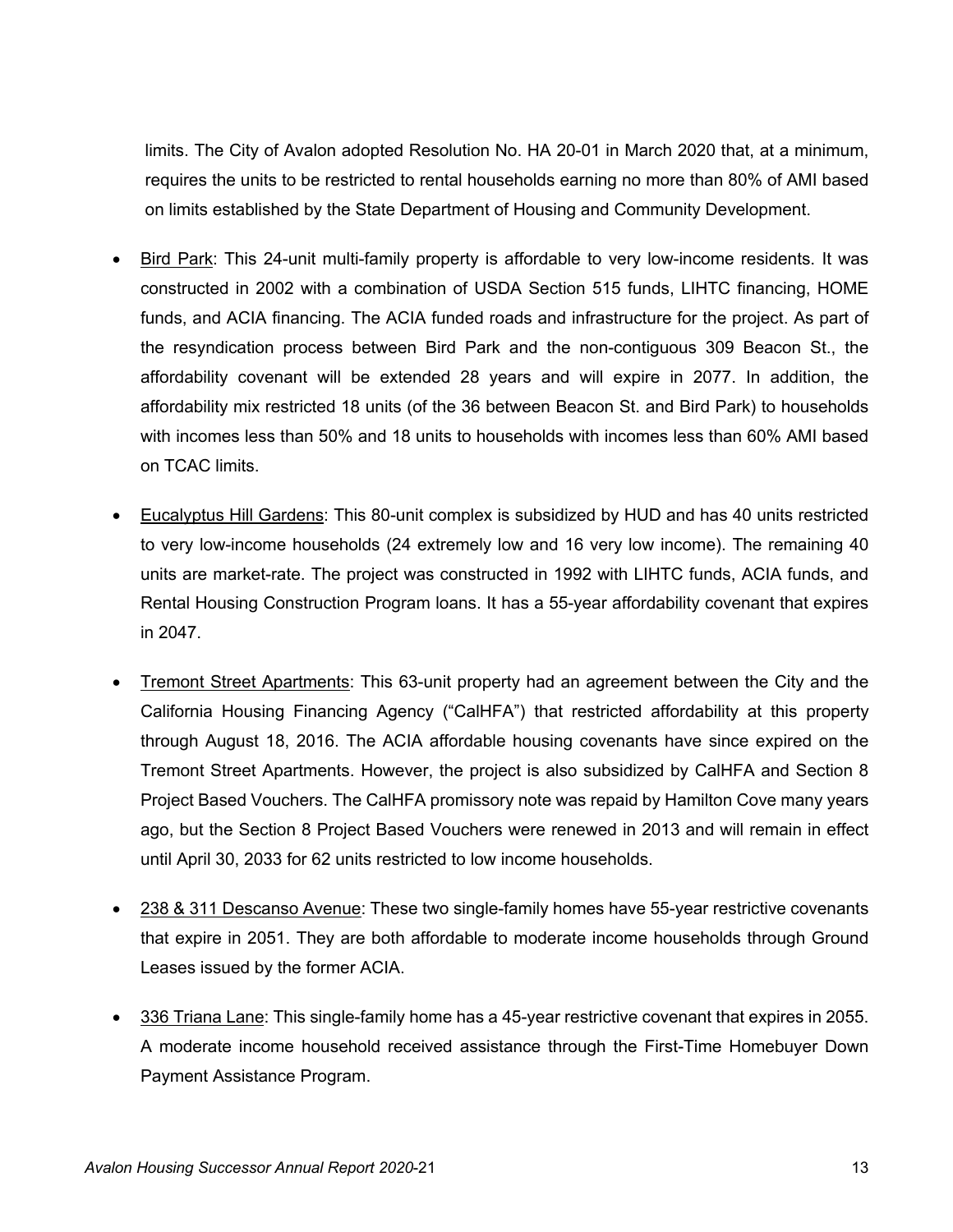limits. The City of Avalon adopted Resolution No. HA 20-01 in March 2020 that, at a minimum, requires the units to be restricted to rental households earning no more than 80% of AMI based on limits established by the State Department of Housing and Community Development.

- Bird Park: This 24-unit multi-family property is affordable to very low-income residents. It was constructed in 2002 with a combination of USDA Section 515 funds, LIHTC financing, HOME funds, and ACIA financing. The ACIA funded roads and infrastructure for the project. As part of the resyndication process between Bird Park and the non-contiguous 309 Beacon St., the affordability covenant will be extended 28 years and will expire in 2077. In addition, the affordability mix restricted 18 units (of the 36 between Beacon St. and Bird Park) to households with incomes less than 50% and 18 units to households with incomes less than 60% AMI based on TCAC limits.

- Eucalyptus Hill Gardens: This 80-unit complex is subsidized by HUD and has 40 units restricted to very low-income households (24 extremely low and 16 very low income). The remaining 40 units are market-rate. The project was constructed in 1992 with LIHTC funds, ACIA funds, and Rental Housing Construction Program loans. It has a 55-year affordability covenant that expires in 2047.

- Tremont Street Apartments: This 63-unit property had an agreement between the City and the California Housing Financing Agency ("CalHFA") that restricted affordability at this property through August 18, 2016. The ACIA affordable housing covenants have since expired on the Tremont Street Apartments. However, the project is also subsidized by CalHFA and Section 8 Project Based Vouchers. The CalHFA promissory note was repaid by Hamilton Cove many years ago, but the Section 8 Project Based Vouchers were renewed in 2013 and will remain in effect until April 30, 2033 for 62 units restricted to low income households.

- 238 & 311 Descanso Avenue: These two single-family homes have 55-year restrictive covenants that expire in 2051. They are both affordable to moderate income households through Ground Leases issued by the former ACIA.

- 336 Triana Lane: This single-family home has a 45-year restrictive covenant that expires in 2055. A moderate income household received assistance through the First-Time Homebuyer Down Payment Assistance Program.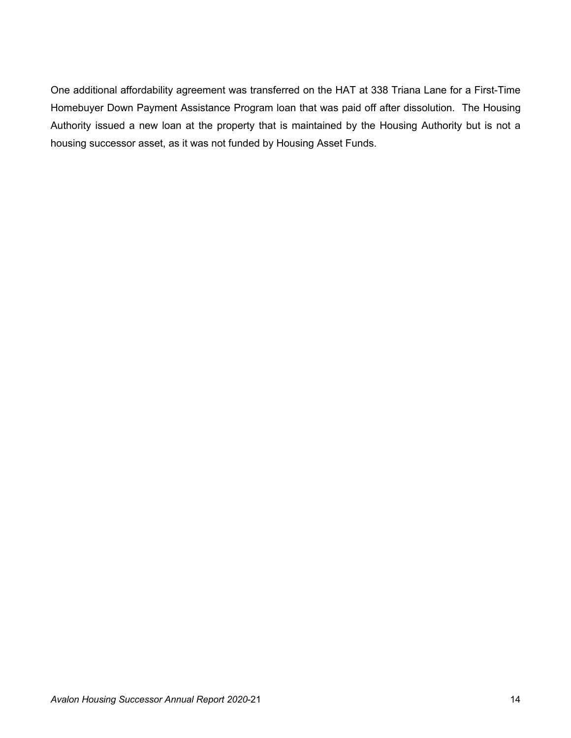One additional affordability agreement was transferred on the HAT at 338 Triana Lane for a First-Time Homebuyer Down Payment Assistance Program loan that was paid off after dissolution. The Housing Authority issued a new loan at the property that is maintained by the Housing Authority but is not a housing successor asset, as it was not funded by Housing Asset Funds.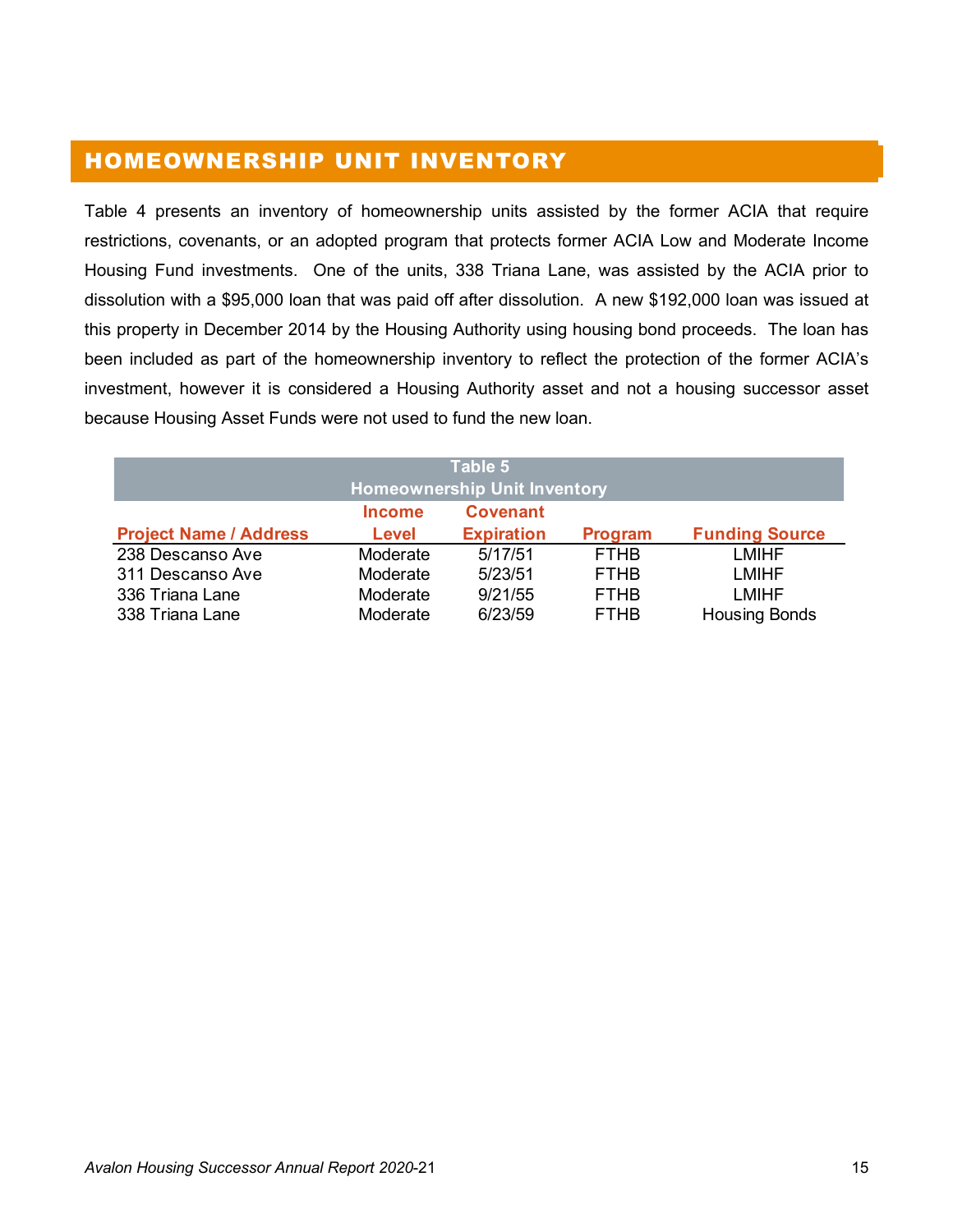## HOMEOWNERSHIP UNIT INVENTORY

Table 4 presents an inventory of homeownership units assisted by the former ACIA that require restrictions, covenants, or an adopted program that protects former ACIA Low and Moderate Income Housing Fund investments. One of the units, 338 Triana Lane, was assisted by the ACIA prior to dissolution with a $95,000 loan that was paid off after dissolution. A new $192,000 loan was issued at this property in December 2014 by the Housing Authority using housing bond proceeds. The loan has been included as part of the homeownership inventory to reflect the protection of the former ACIA's investment, however it is considered a Housing Authority asset and not a housing successor asset because Housing Asset Funds were not used to fund the new loan.

**Table 5**
**Homeownership Unit Inventory**

| Project Name / Address | Income Level | Covenant Expiration | Program | Funding Source |
|---|---|---|---|---|
| 238 Descanso Ave | Moderate | 5/17/51 | FTHB | LMIHF |
| 311 Descanso Ave | Moderate | 5/23/51 | FTHB | LMIHF |
| 336 Triana Lane | Moderate | 9/21/55 | FTHB | LMIHF |
| 338 Triana Lane | Moderate | 6/23/59 | FTHB | Housing Bonds |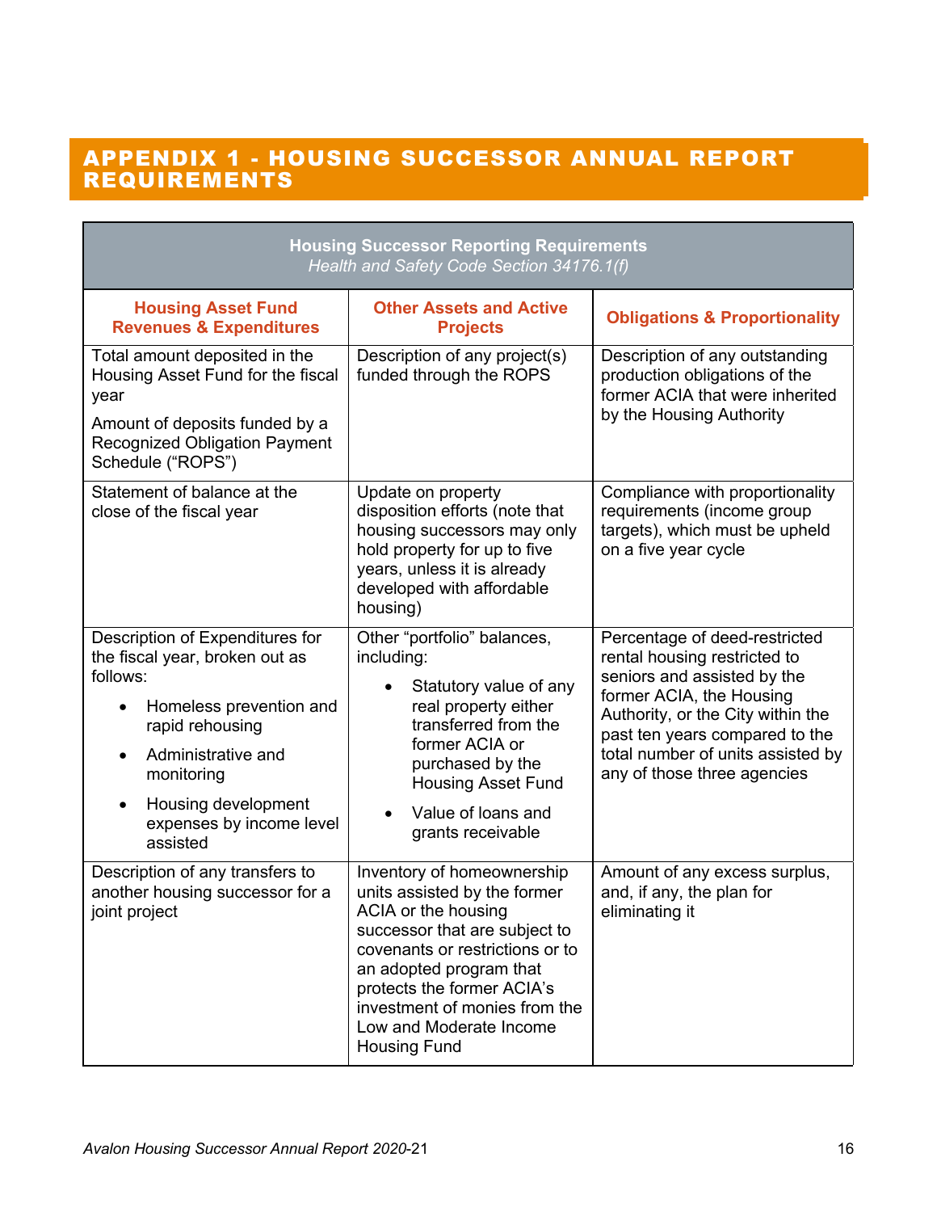# APPENDIX 1 - HOUSING SUCCESSOR ANNUAL REPORT REQUIREMENTS

| **Housing Successor Reporting Requirements**<br>*Health and Safety Code Section 34176.1(f)* | | |
|---|---|---|
| **Housing Asset Fund Revenues & Expenditures** | **Other Assets and Active Projects** | **Obligations & Proportionality** |
| Total amount deposited in the Housing Asset Fund for the fiscal year<br><br>Amount of deposits funded by a Recognized Obligation Payment Schedule ("ROPS") | Description of any project(s) funded through the ROPS | Description of any outstanding production obligations of the former ACIA that were inherited by the Housing Authority |
| Statement of balance at the close of the fiscal year | Update on property disposition efforts (note that housing successors may only hold property for up to five years, unless it is already developed with affordable housing) | Compliance with proportionality requirements (income group targets), which must be upheld on a five year cycle |
| Description of Expenditures for the fiscal year, broken out as follows:<br>• Homeless prevention and rapid rehousing<br>• Administrative and monitoring<br>• Housing development expenses by income level assisted | Other "portfolio" balances, including:<br>• Statutory value of any real property either transferred from the former ACIA or purchased by the Housing Asset Fund<br>• Value of loans and grants receivable | Percentage of deed-restricted rental housing restricted to seniors and assisted by the former ACIA, the Housing Authority, or the City within the past ten years compared to the total number of units assisted by any of those three agencies |
| Description of any transfers to another housing successor for a joint project | Inventory of homeownership units assisted by the former ACIA or the housing successor that are subject to covenants or restrictions or to an adopted program that protects the former ACIA's investment of monies from the Low and Moderate Income Housing Fund | Amount of any excess surplus, and, if any, the plan for eliminating it |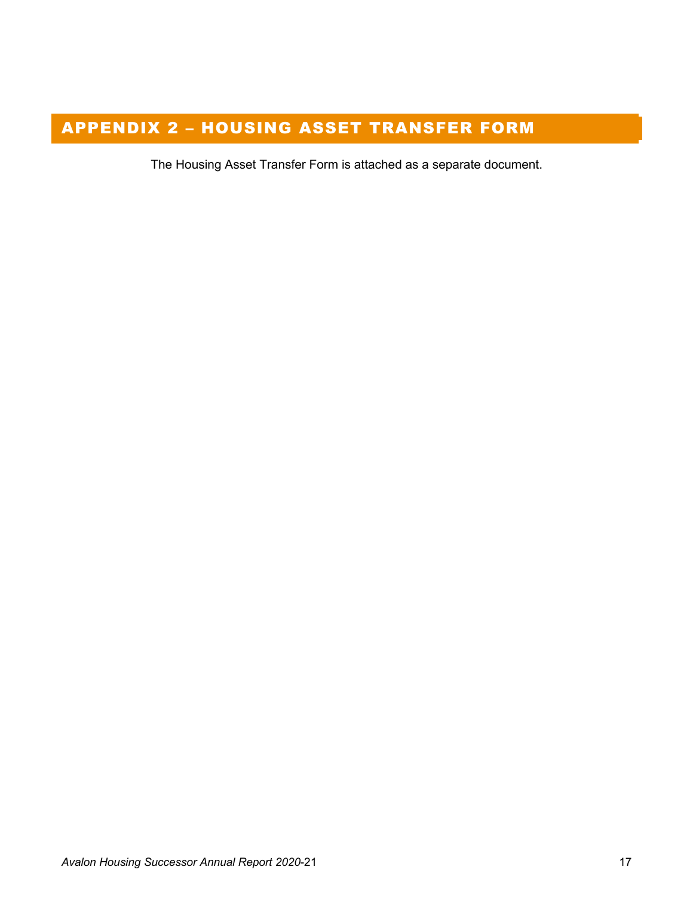## APPENDIX 2 – HOUSING ASSET TRANSFER FORM

The Housing Asset Transfer Form is attached as a separate document.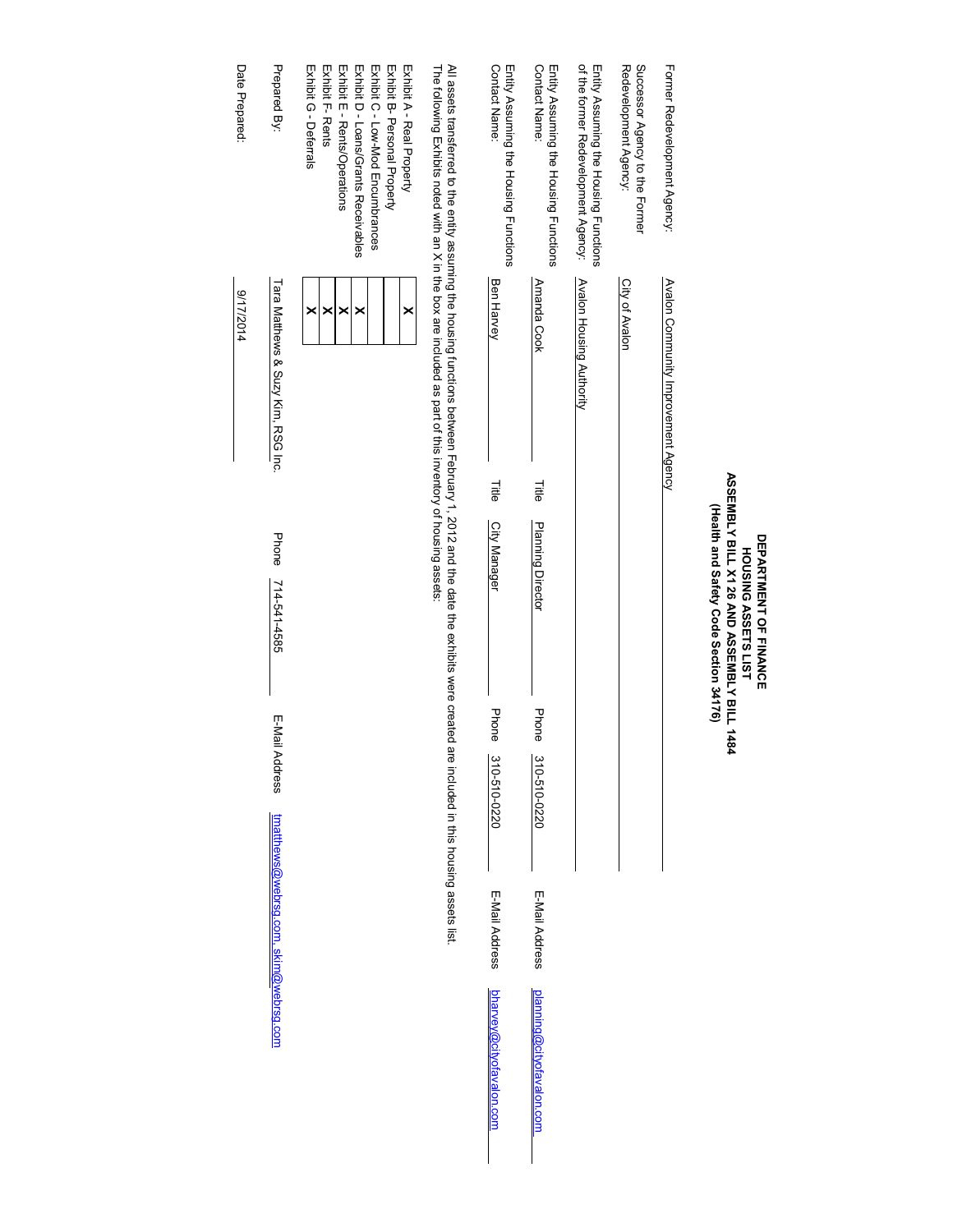# DEPARTMENT OF FINANCE
## HOUSING ASSETS LIST
## ASSEMBLY BILL X1 26 AND ASSEMBLY BILL 1484
### (Health and Safety Code Section 34176)

Former Redevelopment Agency: Avalon Community Improvement Agency

Successor Agency to the Former Redevelopment Agency: City of Avalon

Entity Assuming the Housing Functions of the former Redevelopment Agency: Avalon Housing Authority

| Entity Assuming the Housing Functions Contact Name: | Amanda Cook | Title | Planning Director | Phone | 310-510-0220 | E-Mail Address | planning@cityofavalon.com |
|---|---|---|---|---|---|---|---|
| Entity Assuming the Housing Functions Contact Name: | Ben Harvey | Title | City Manager | Phone | 310-510-0220 | E-Mail Address | bharvey@cityofavalon.com |

All assets transferred to the entity assuming the housing functions between February 1, 2012 and the date the exhibits were created are included in this housing assets list.
The following Exhibits noted with an X in the box are included as part of this inventory of housing assets:

| Exhibit | Included |
|---|---|
| Exhibit A - Real Property | X |
| Exhibit B- Personal Property | |
| Exhibit C - Low-Mod Encumbrances | X |
| Exhibit D - Loans/Grants Receivables | X |
| Exhibit E - Rents/Operations | X |
| Exhibit F- Rents | X |
| Exhibit G - Deferrals | X |

| Prepared By: | Tara Matthews & Suzy Kim, RSG Inc. | Phone | 714-541-4585 | E-Mail Address | tmatthews@webrsg.com, skim@webrsg.com |
|---|---|---|---|---|---|

Date Prepared: 9/17/2014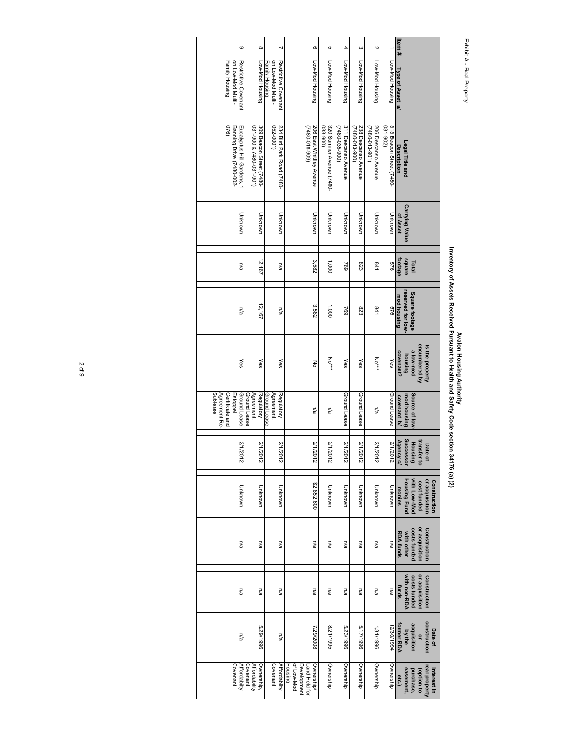Exhibit A - Real Property

# Avalon Housing Authority

## Inventory of Assets Received Pursuant to Health and Safety Code section 34176 (a) (2)

| Item # | Type of Asset a/ | Legal Title and Description | Carrying Value of Asset | Total square footage | Square footage reserved for low-mod housing | Is the property encumbered by a low-mod housing covenant? | Source of low-mod housing covenant b/ | Date of transfer to Housing Successor Agency c/ | Construction or acquisition cost funded with Low-Mod Housing Fund monies | Construction or acquisition costs funded with other RDA funds | Construction or acquisition costs funded with non-RDA funds | Date of construction or acquisition by the former RDA | Interest in real property (option to purchase, easement, etc.) |
|---|---|---|---|---|---|---|---|---|---|---|---|---|---|
| 1 | Low-Mod Housing | 313 Beacon Street (7480-031-902) | Unknown | 576 | 576 | Yes | Ground Lease | 2/1/2012 | Unknown | n/a | n/a | 12/30/1994 | Ownership |
| 2 | Low-Mod Housing | 206 Descanso Avenue (7480-013-901) | Unknown | 841 | 841 | No*** | n/a | 2/1/2012 | Unknown | n/a | n/a | 1/31/1996 | Ownership |
| 3 | Low-Mod Housing | 238 Descanso Avenue (7480-013-900) | Unknown | 823 | 823 | Yes | Ground Lease | 2/1/2012 | Unknown | n/a | n/a | 5/17/1996 | Ownership |
| 4 | Low-Mod Housing | 311 Descanso Avenue (7480-035-900) | Unknown | 769 | 769 | Yes | Ground Lease | 2/1/2012 | Unknown | n/a | n/a | 5/23/1996 | Ownership |
| 5 | Low-Mod Housing | 320 Sumner Avenue (7480-033-900) | Unknown | 1,000 | 1,000 | No*** | n/a | 2/1/2012 | Unknown | n/a | n/a | 8/21/1995 | Ownership |
| 6 | Low-Mod Housing | 206 East Whittley Avenue (7480-018-909) | Unknown | 3,582 | 3,582 | No | n/a | 2/1/2012 | $2,852,600 | n/a | n/a | 7/29/2008 | Ownership/ Land Held for Development of Low-Mod Housing |
| 7 | Restrictive Covenant on Low-Mod Multi-Family Housing | 234 Bird Park Road (7480-052-0001) | Unknown | n/a | n/a | Yes | Regulatory Agreement, Ground Lease | 2/1/2012 | Unknown | n/a | n/a | n/a | Affordability Covenant |
| 8 | Low-Mod Housing | 309 Beacon Street (7480-031-900 & 7480-031-901) | Unknown | 12,167 | 12,167 | Yes | Regulatory Agreement, Ground Lease | 2/1/2012 | Unknown | n/a | n/a | 5/29/1996 | Ownership, Affordability Covenant |
| 9 | Restrictive Covenant on Low-Mod Multi-Family Housing | Eucalyptus Hill Gardens, 1 Banning Drive (7480-002-076) | Unknown | n/a | n/a | Yes | Ground Lease, Estoppel Certificate and Agreement Re-Sublease | 2/1/2012 | Unknown | n/a | n/a | n/a | Affordability Covenant |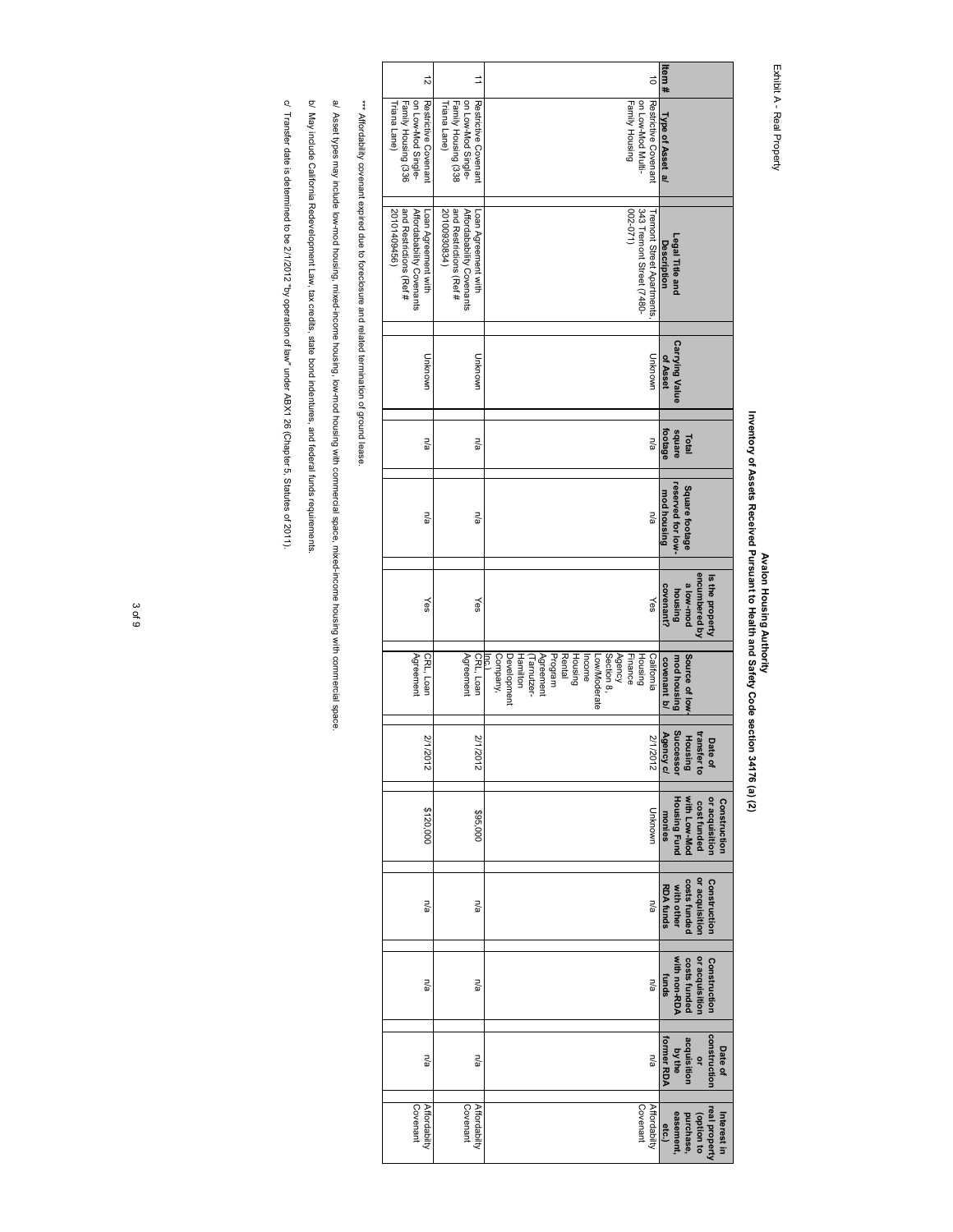Exhibit A - Real Property

**Avalon Housing Authority**
**Inventory of Assets Received Pursuant to Health and Safety Code section 34176 (a) (2)**

| Item # | Type of Asset a/ | Legal Title and Description | Carrying Value of Asset | Total square footage | Square footage reserved for low-mod housing | Is the property encumbered by a low-mod housing covenant? | Source of low-mod housing covenant b/ | Date of transfer to Housing Successor Agency c/ | Construction or acquisition cost funded with Low-Mod Housing Fund monies | Construction or acquisition costs funded with other RDA funds | Construction or acquisition costs funded with non-RDA funds | Date of construction or acquisition by the former RDA | Interest in real property (option to purchase, easement, etc.) |
|---|---|---|---|---|---|---|---|---|---|---|---|---|---|
| 10 | Restrictive Covenant on Low-Mod Multi-Family Housing | Tremont Street Apartments, 343 Tremont Street (7480-002-071) | Unknown | n/a | n/a | Yes | California Housing Finance Agency Section 8, Low/Moderate Income Housing Rental Program Agreement (Tarnutzer-Hamilton Development Company, Inc.) | 2/1/2012 | Unknown | n/a | n/a | n/a | Affordability Covenant |
| 11 | Restrictive Covenant on Low-Mod Single-Family Housing (338 Triana Lane) | Loan Agreement with Affordability Covenants and Restrictions (Ref # 2010093083​4) | Unknown | n/a | n/a | Yes | CRL Loan Agreement | 2/1/2012 | $95,000 | n/a | n/a | n/a | Affordability Covenant |
| 12 | Restrictive Covenant on Low-Mod Single-Family Housing (336 Triana Lane) | Loan Agreement with Affordability Covenants and Restrictions (Ref # 2010140945​6) | Unknown | n/a | n/a | Yes | CRL Loan Agreement | 2/1/2012 | $120,000 | n/a | n/a | n/a | Affordability Covenant |

\*\*\* Affordability covenant expired due to foreclosure and related termination of ground lease.

a/ Asset types may include low-mod housing, mixed-income housing, low-mod housing with commercial space, mixed-income housing with commercial space.

b/ May include California Redevelopment Law, tax credits, state bond indentures, and federal funds requirements.

c/ Transfer date is determined to be 2/1/2012 "by operation of law" under ABX1 26 (Chapter 5, Statutes of 2011).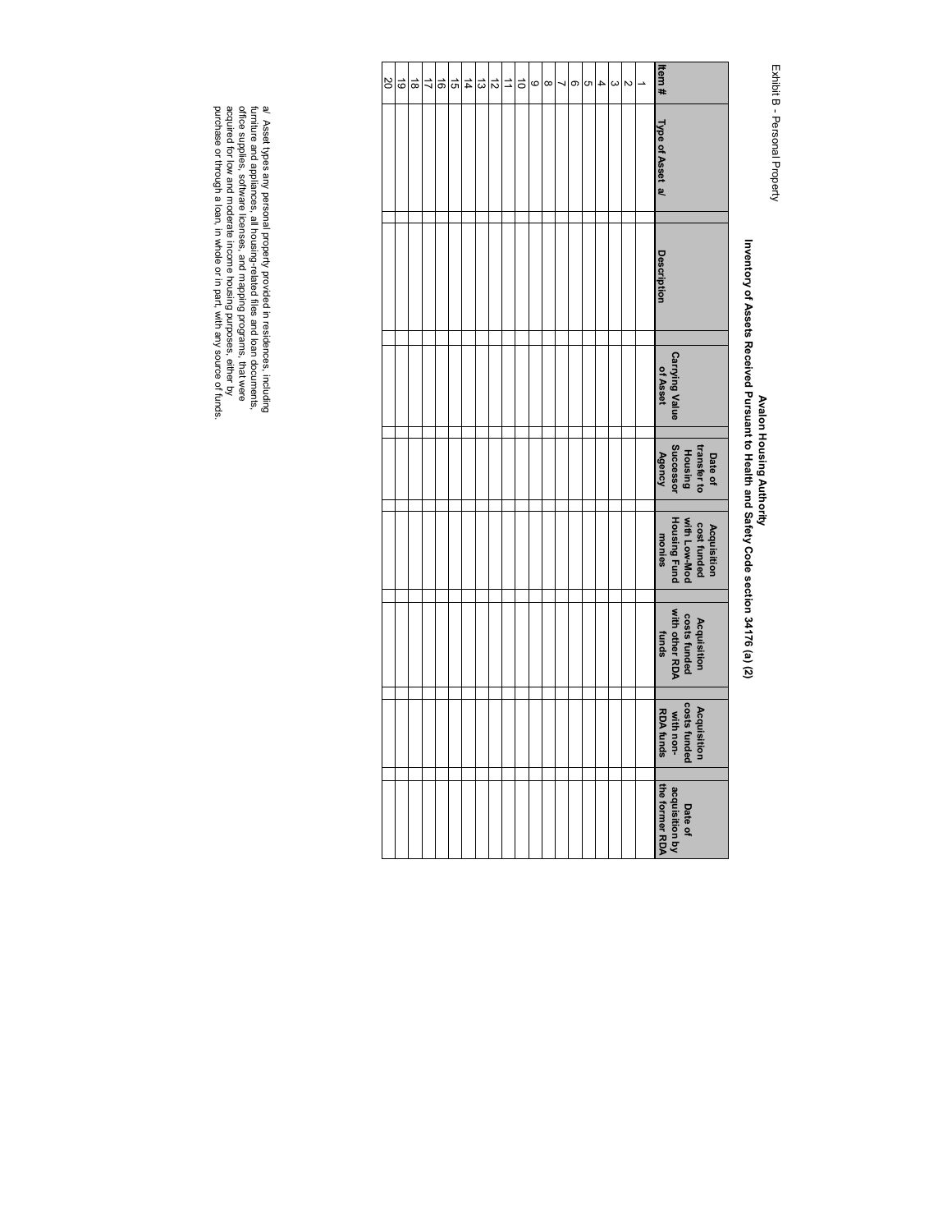Exhibit B - Personal Property

**Avalon Housing Authority**

**Inventory of Assets Received Pursuant to Health and Safety Code section 34176 (a) (2)**

| Item # | Type of Asset a/ | Description | Carrying Value of Asset | Date of transfer to Housing Successor Agency | Acquisition cost funded with Low-Mod Housing Fund monies | Acquisition costs funded with other RDA funds | Acquisition costs funded with non-RDA funds | Date of acquisition by the former RDA |
|---|---|---|---|---|---|---|---|---|
| 1 | | | | | | | | |
| 2 | | | | | | | | |
| 3 | | | | | | | | |
| 4 | | | | | | | | |
| 5 | | | | | | | | |
| 6 | | | | | | | | |
| 7 | | | | | | | | |
| 8 | | | | | | | | |
| 9 | | | | | | | | |
| 10 | | | | | | | | |
| 11 | | | | | | | | |
| 12 | | | | | | | | |
| 13 | | | | | | | | |
| 14 | | | | | | | | |
| 15 | | | | | | | | |
| 16 | | | | | | | | |
| 17 | | | | | | | | |
| 18 | | | | | | | | |
| 19 | | | | | | | | |
| 20 | | | | | | | | |

a/ Asset types any personal property provided in residences, including furniture and appliances, all housing-related files and loan documents, office supplies, software licenses, and mapping programs, that were acquired for low and moderate income housing purposes, either by purchase or through a loan, in whole or in part, with any source of funds.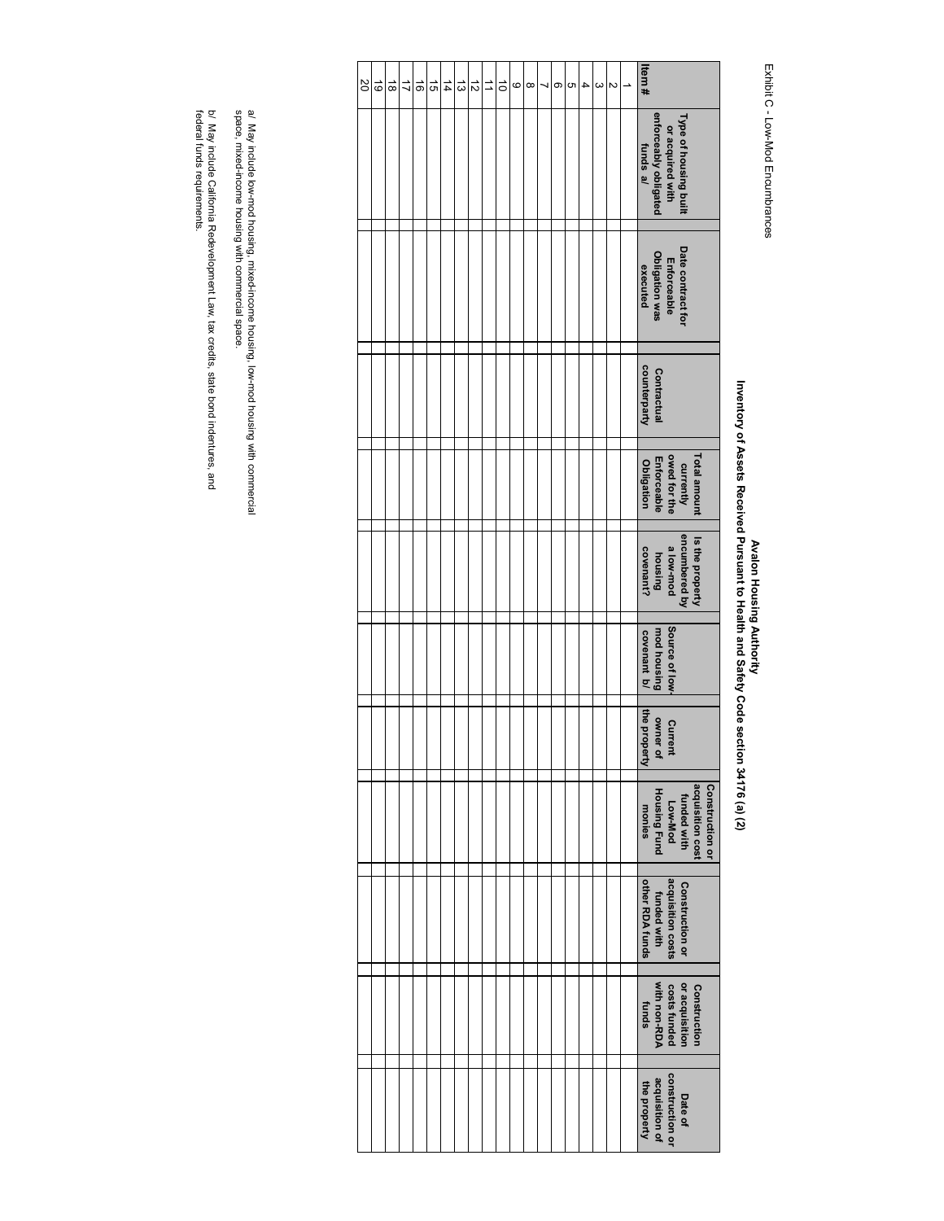Exhibit C - Low-Mod Encumbrances

**Avalon Housing Authority**

**Inventory of Assets Received Pursuant to Health and Safety Code section 34176 (a) (2)**

| Item # | Type of housing built or acquired with enforceably obligated funds a/ | Date contract for Enforceable Obligation was executed | Contractual counterparty | Total amount currently owed for the Enforceable Obligation | Is the property encumbered by a low-mod housing covenant? | Source of low-mod housing covenant b/ | Current owner of the property | Construction or acquisition cost funded with Low-Mod Housing Fund monies | Construction or acquisition costs funded with other RDA funds | Construction or acquisition costs funded with non-RDA funds | Date of construction or acquisition of the property |
|---|---|---|---|---|---|---|---|---|---|---|---|
| 1 | | | | | | | | | | | |
| 2 | | | | | | | | | | | |
| 3 | | | | | | | | | | | |
| 4 | | | | | | | | | | | |
| 5 | | | | | | | | | | | |
| 6 | | | | | | | | | | | |
| 7 | | | | | | | | | | | |
| 8 | | | | | | | | | | | |
| 9 | | | | | | | | | | | |
| 10 | | | | | | | | | | | |
| 11 | | | | | | | | | | | |
| 12 | | | | | | | | | | | |
| 13 | | | | | | | | | | | |
| 14 | | | | | | | | | | | |
| 15 | | | | | | | | | | | |
| 16 | | | | | | | | | | | |
| 17 | | | | | | | | | | | |
| 18 | | | | | | | | | | | |
| 19 | | | | | | | | | | | |
| 20 | | | | | | | | | | | |

a/ May include low-mod housing, mixed-income housing, low-mod housing with commercial space, mixed-income housing with commercial space.

b/ May include California Redevelopment Law, tax credits, state bond indentures, and federal funds requirements.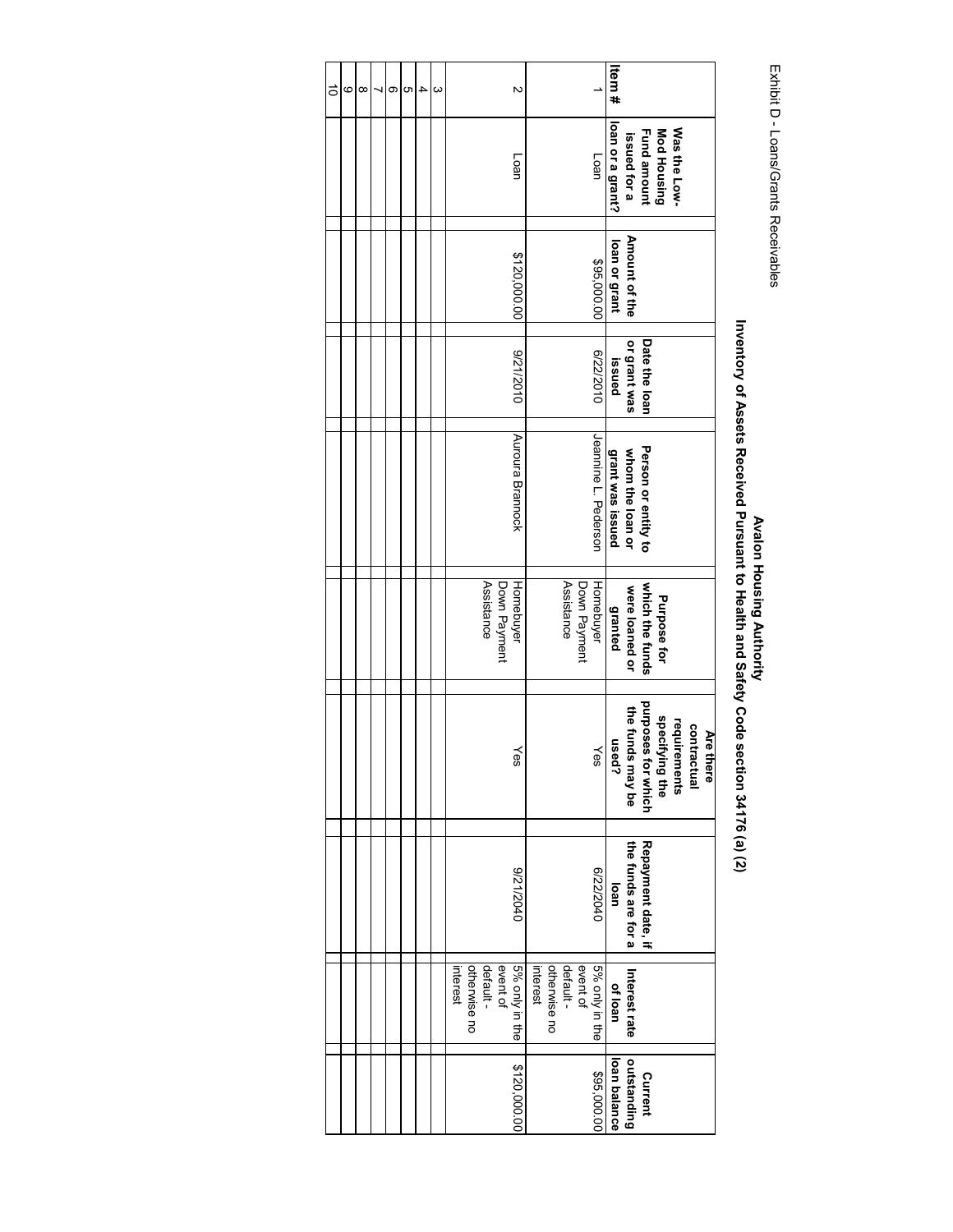Exhibit D - Loans/Grants Receivables

**Avalon Housing Authority**

**Inventory of Assets Received Pursuant to Health and Safety Code section 34176 (a) (2)**

| Item # | Was the Low-Mod Housing Fund amount issued for a loan or a grant? | Amount of the loan or grant | Date the loan or grant was issued | Person or entity to whom the loan or grant was issued | Purpose for which the funds were loaned or granted | Are there contractual requirements specifying the purposes for which the funds may be used? | Repayment date, if the funds are for a loan | Interest rate of loan | Current outstanding loan balance |
|---|---|---|---|---|---|---|---|---|---|
| 1 | Loan | $95,000.00 | 6/22/2010 | Jeannine L. Pederson | Homebuyer Down Payment Assistance | Yes | 6/22/2040 | 5% only in the event of default - otherwise no interest | $95,000.00 |
| 2 | Loan | $120,000.00 | 9/21/2010 | Auroura Brannock | Homebuyer Down Payment Assistance | Yes | 9/21/2040 | 5% only in the event of default - otherwise no interest | $120,000.00 |
| 3 | | | | | | | | | |
| 4 | | | | | | | | | |
| 5 | | | | | | | | | |
| 6 | | | | | | | | | |
| 7 | | | | | | | | | |
| 8 | | | | | | | | | |
| 9 | | | | | | | | | |
| 10 | | | | | | | | | |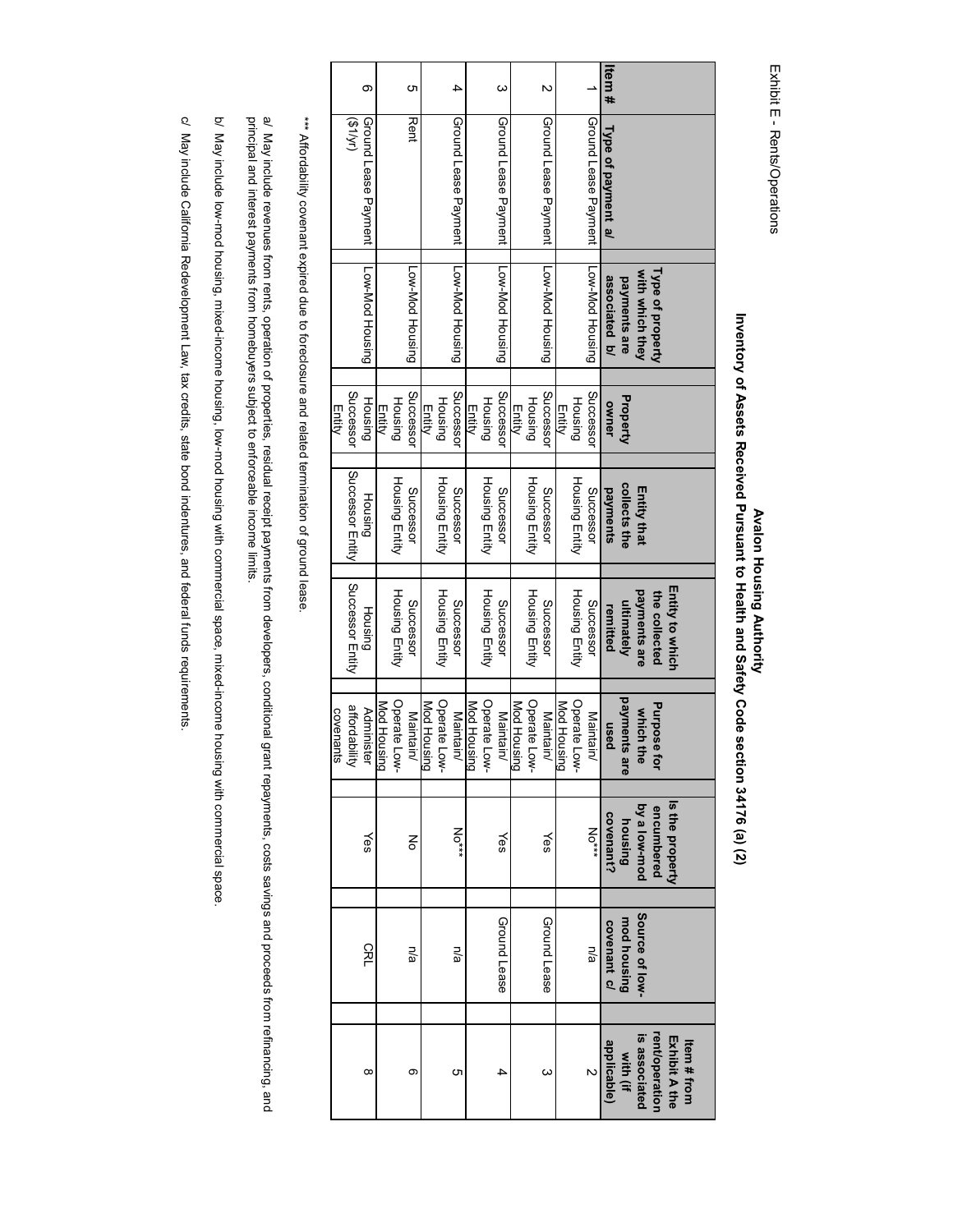Exhibit E - Rents/Operations

**Avalon Housing Authority**

**Inventory of Assets Received Pursuant to Health and Safety Code section 34176 (a) (2)**

| Item # | Type of payment a/ | Type of property with which they payments are associated b/ | Property owner | Entity that collects the payments | Entity to which the collected payments are ultimately remitted | Purpose for which the payments are used | Is the property encumbered by a low-mod housing covenant? | Source of low-mod housing covenant c/ | Item # from Exhibit A the rent/operation is associated with (if applicable) |
|---|---|---|---|---|---|---|---|---|---|
| 1 | Ground Lease Payment | Low-Mod Housing | Successor Housing Entity | Successor Housing Entity | Successor Housing Entity | Maintain/ Operate Low-Mod Housing | No*** | n/a | 2 |
| 2 | Ground Lease Payment | Low-Mod Housing | Successor Housing Entity | Successor Housing Entity | Successor Housing Entity | Maintain/ Operate Low-Mod Housing | Yes | Ground Lease | 3 |
| 3 | Ground Lease Payment | Low-Mod Housing | Successor Housing Entity | Successor Housing Entity | Successor Housing Entity | Maintain/ Operate Low-Mod Housing | Yes | Ground Lease | 4 |
| 4 | Ground Lease Payment | Low-Mod Housing | Successor Housing Entity | Successor Housing Entity | Successor Housing Entity | Maintain/ Operate Low-Mod Housing | No*** | n/a | 5 |
| 5 | Rent | Low-Mod Housing | Successor Housing Entity | Successor Housing Entity | Successor Housing Entity | Maintain/ Operate Low-Mod Housing | No | n/a | 6 |
| 6 | Ground Lease Payment ($1/yr) | Low-Mod Housing | Housing Successor Entity | Housing Successor Entity | Housing Successor Entity | Administer affordability covenants | Yes | CRL | 8 |

*** Affordability covenant expired due to foreclosure and related termination of ground lease.

a/ May include revenues from rents, operation of properties, residual receipt payments from developers, conditional grant repayments, costs savings and proceeds from refinancing, and principal and interest payments from homebuyers subject to enforceable income limits.

b/ May include low-mod housing, mixed-income housing, low-mod housing with commercial space, mixed-income housing with commercial space.

c/ May include California Redevelopment Law, tax credits, state bond indentures, and federal funds requirements.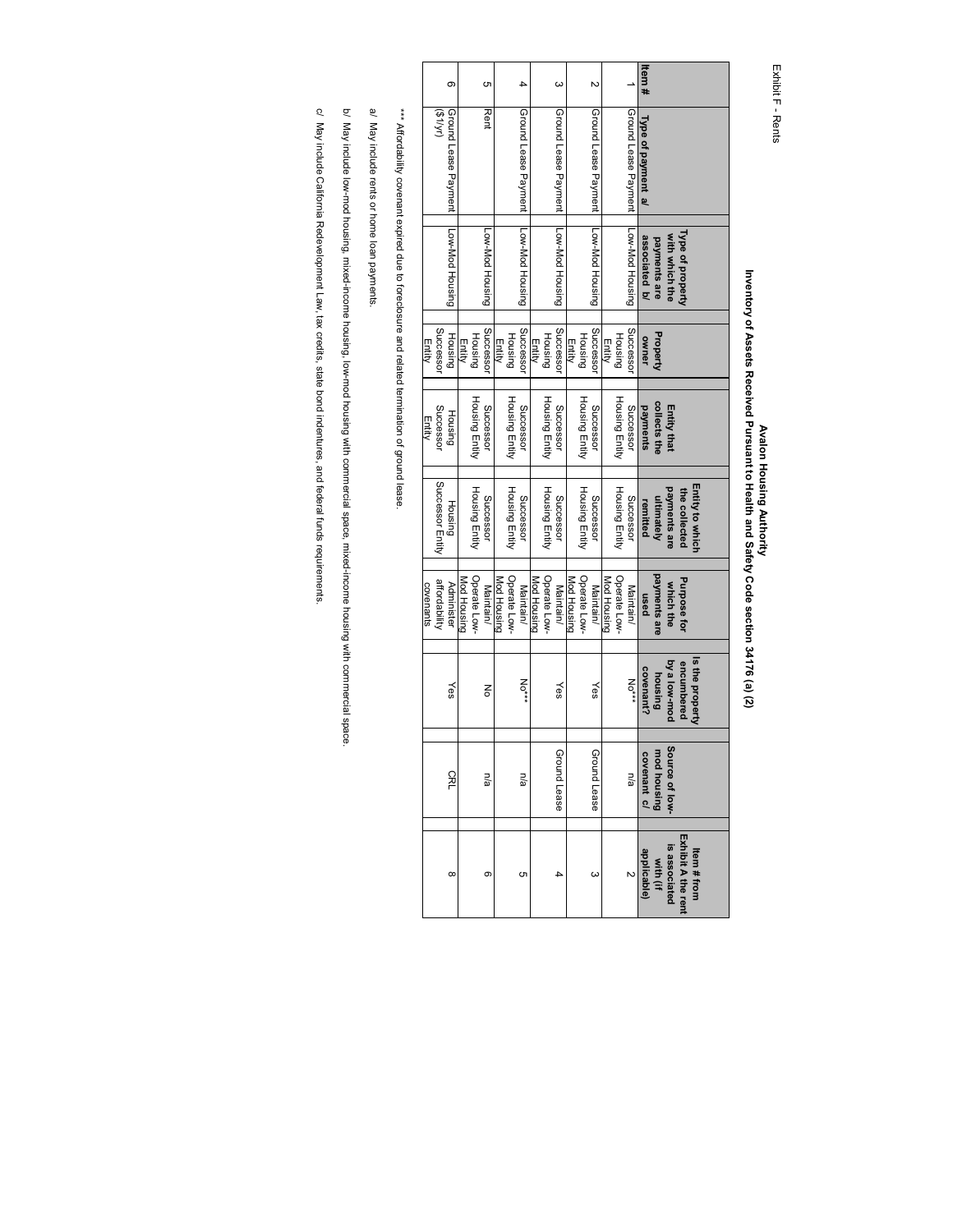Exhibit F - Rents

**Avalon Housing Authority**
**Inventory of Assets Received Pursuant to Health and Safety Code section 34176 (a) (2)**

| Item # | Type of payment a/ | Type of property with which the payments are associated b/ | Property owner | Entity that collects the payments | Entity to which the collected payments are ultimately remitted | Purpose for which the payments are used | Is the property encumbered by a low-mod housing covenant? | Source of low-mod housing covenant c/ | Item # from Exhibit A the rent is associated with (if applicable) |
|---|---|---|---|---|---|---|---|---|---|
| 1 | Ground Lease Payment | Low-Mod Housing | Successor Housing Entity | Successor Housing Entity | Successor Housing Entity | Maintain/ Operate Low-Mod Housing | No*** | n/a | 2 |
| 2 | Ground Lease Payment | Low-Mod Housing | Successor Housing Entity | Successor Housing Entity | Successor Housing Entity | Maintain/ Operate Low-Mod Housing | Yes | Ground Lease | 3 |
| 3 | Ground Lease Payment | Low-Mod Housing | Successor Housing Entity | Successor Housing Entity | Successor Housing Entity | Maintain/ Operate Low-Mod Housing | Yes | Ground Lease | 4 |
| 4 | Ground Lease Payment | Low-Mod Housing | Successor Housing Entity | Successor Housing Entity | Successor Housing Entity | Maintain/ Operate Low-Mod Housing | No*** | n/a | 5 |
| 5 | Rent | Low-Mod Housing | Successor Housing Entity | Successor Housing Entity | Successor Housing Entity | Maintain/ Operate Low-Mod Housing | No | n/a | 6 |
| 6 | Ground Lease Payment ($1/yr) | Low-Mod Housing | Housing Successor Entity | Housing Successor Entity | Housing Successor Entity | Administer affordability covenants | Yes | CRL | 8 |

*** Affordability covenant expired due to foreclosure and related termination of ground lease.

a/ May include rents or home loan payments.

b/ May include low-mod housing, mixed-income housing, low-mod housing with commercial space, mixed-income housing with commercial space.

c/ May include California Redevelopment Law, tax credits, state bond indentures, and federal funds requirements.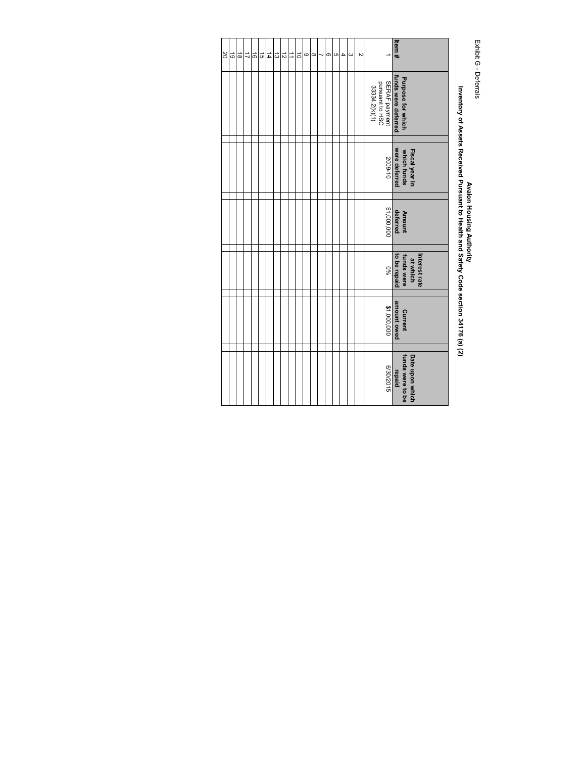Exhibit G - Deferrals

**Avalon Housing Authority**

**Inventory of Assets Received Pursuant to Health and Safety Code section 34176 (a) (2)**

| Item # | Purpose for which funds were deferred | Fiscal year in which funds were deferred | Amount deferred | Interest rate at which funds were to be repaid | Current amount owed | Date upon which funds were to be repaid |
|---|---|---|---|---|---|---|
| 1 | SERAF payment pursuant to HSC 33334.2(k)(1) | 2009-10 | $1,000,000 | 0% | $1,000,000 | 6/30/2015 |
| 2 | | | | | | |
| 3 | | | | | | |
| 4 | | | | | | |
| 5 | | | | | | |
| 6 | | | | | | |
| 7 | | | | | | |
| 8 | | | | | | |
| 9 | | | | | | |
| 10 | | | | | | |
| 11 | | | | | | |
| 12 | | | | | | |
| 13 | | | | | | |
| 14 | | | | | | |
| 15 | | | | | | |
| 16 | | | | | | |
| 17 | | | | | | |
| 18 | | | | | | |
| 19 | | | | | | |
| 20 | | | | | | |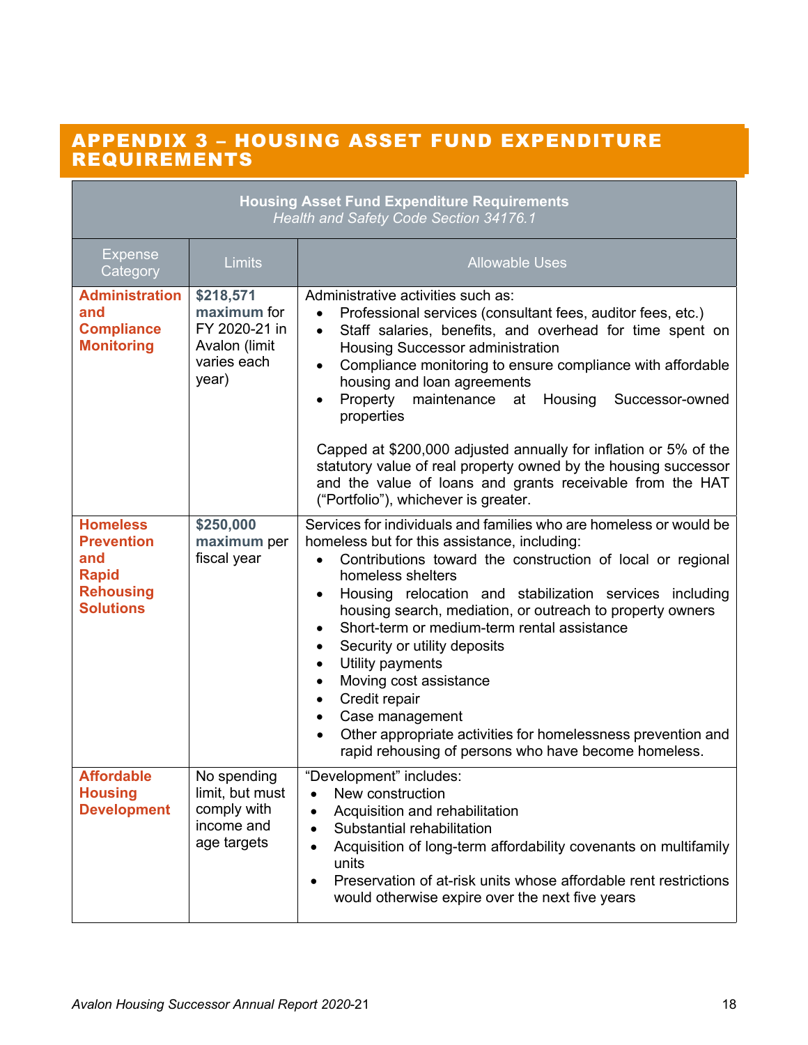# APPENDIX 3 – HOUSING ASSET FUND EXPENDITURE REQUIREMENTS

| Housing Asset Fund Expenditure Requirements *Health and Safety Code Section 34176.1* | | |
|---|---|---|
| Expense Category | Limits | Allowable Uses |
| **Administration and Compliance Monitoring** | **$218,571 maximum** for FY 2020-21 in Avalon (limit varies each year) | Administrative activities such as:<br>• Professional services (consultant fees, auditor fees, etc.)<br>• Staff salaries, benefits, and overhead for time spent on Housing Successor administration<br>• Compliance monitoring to ensure compliance with affordable housing and loan agreements<br>• Property maintenance at Housing Successor-owned properties<br><br>Capped at $200,000 adjusted annually for inflation or 5% of the statutory value of real property owned by the housing successor and the value of loans and grants receivable from the HAT ("Portfolio"), whichever is greater. |
| **Homeless Prevention and Rapid Rehousing Solutions** | **$250,000 maximum** per fiscal year | Services for individuals and families who are homeless or would be homeless but for this assistance, including:<br>• Contributions toward the construction of local or regional homeless shelters<br>• Housing relocation and stabilization services including housing search, mediation, or outreach to property owners<br>• Short-term or medium-term rental assistance<br>• Security or utility deposits<br>• Utility payments<br>• Moving cost assistance<br>• Credit repair<br>• Case management<br>• Other appropriate activities for homelessness prevention and rapid rehousing of persons who have become homeless. |
| **Affordable Housing Development** | No spending limit, but must comply with income and age targets | "Development" includes:<br>• New construction<br>• Acquisition and rehabilitation<br>• Substantial rehabilitation<br>• Acquisition of long-term affordability covenants on multifamily units<br>• Preservation of at-risk units whose affordable rent restrictions would otherwise expire over the next five years |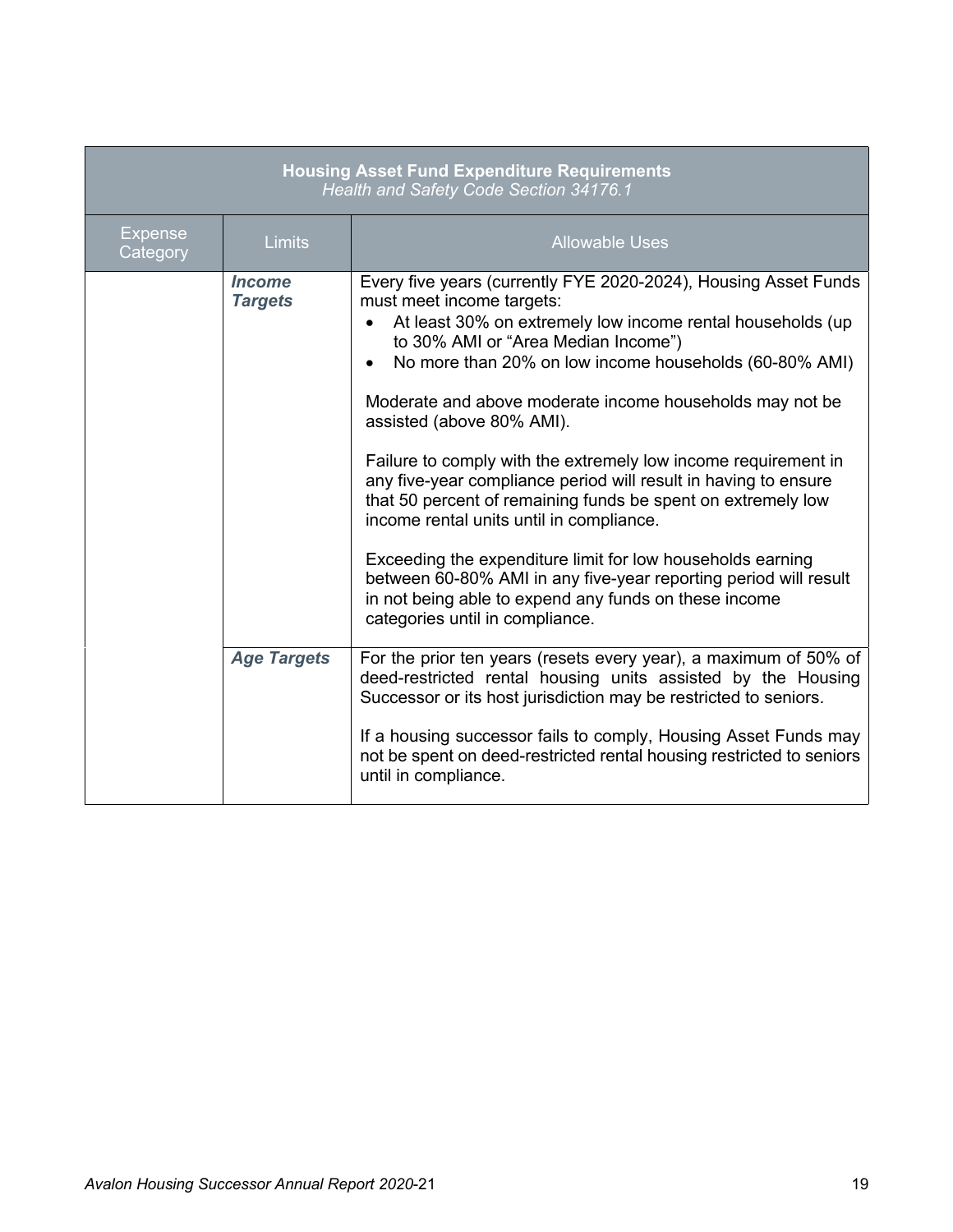| Housing Asset Fund Expenditure Requirements<br>*Health and Safety Code Section 34176.1* | | |
|---|---|---|
| Expense Category | Limits | Allowable Uses |
| | ***Income Targets*** | Every five years (currently FYE 2020-2024), Housing Asset Funds must meet income targets:<br>• At least 30% on extremely low income rental households (up to 30% AMI or "Area Median Income")<br>• No more than 20% on low income households (60-80% AMI)<br><br>Moderate and above moderate income households may not be assisted (above 80% AMI).<br><br>Failure to comply with the extremely low income requirement in any five-year compliance period will result in having to ensure that 50 percent of remaining funds be spent on extremely low income rental units until in compliance.<br><br>Exceeding the expenditure limit for low households earning between 60-80% AMI in any five-year reporting period will result in not being able to expend any funds on these income categories until in compliance. |
| | ***Age Targets*** | For the prior ten years (resets every year), a maximum of 50% of deed-restricted rental housing units assisted by the Housing Successor or its host jurisdiction may be restricted to seniors.<br><br>If a housing successor fails to comply, Housing Asset Funds may not be spent on deed-restricted rental housing restricted to seniors until in compliance. |